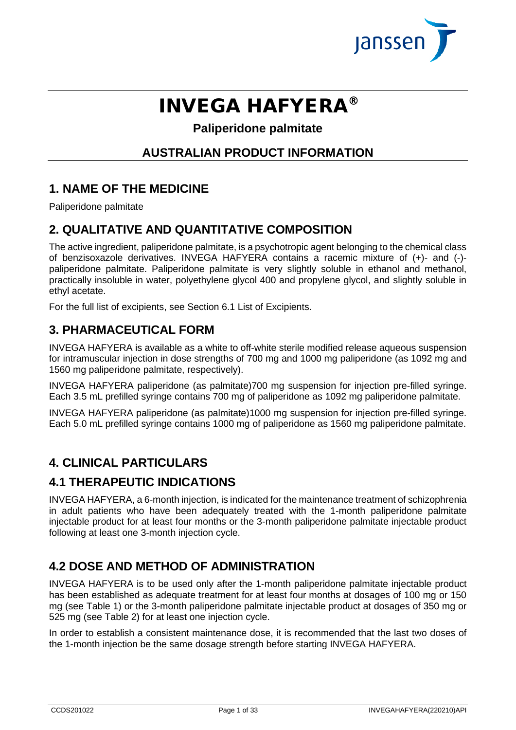# INVEGA HAFYERA®

**Paliperidone palmitate**

## AUSTRALIAN PRODUCT INFORMATION

## 1. NAME OF THE MEDICINE

Paliperidone palmitate

## 2. QUALITATIVE AND QUANTITATIVE COMPOSITION

The active ingredient, paliperidone palmitate, is a psychotropic agent belonging to the chemical class of benzisoxazole derivatives. INVEGA HAFYERA contains a racemic mixture of (+)- and (-)-paliperidone palmitate. Paliperidone palmitate is very slightly soluble in ethanol and methanol, practically insoluble in water, polyethylene glycol 400 and propylene glycol, and slightly soluble in ethyl acetate.

For the full list of excipients, see Section 6.1 List of Excipients.

## 3. PHARMACEUTICAL FORM

INVEGA HAFYERA is available as a white to off-white sterile modified release aqueous suspension for intramuscular injection in dose strengths of 700 mg and 1000 mg paliperidone (as 1092 mg and 1560 mg paliperidone palmitate, respectively).

INVEGA HAFYERA paliperidone (as palmitate)700 mg suspension for injection pre-filled syringe. Each 3.5 mL prefilled syringe contains 700 mg of paliperidone as 1092 mg paliperidone palmitate.

INVEGA HAFYERA paliperidone (as palmitate)1000 mg suspension for injection pre-filled syringe. Each 5.0 mL prefilled syringe contains 1000 mg of paliperidone as 1560 mg paliperidone palmitate.

## 4. CLINICAL PARTICULARS

## 4.1 THERAPEUTIC INDICATIONS

INVEGA HAFYERA, a 6-month injection, is indicated for the maintenance treatment of schizophrenia in adult patients who have been adequately treated with the 1-month paliperidone palmitate injectable product for at least four months or the 3-month paliperidone palmitate injectable product following at least one 3-month injection cycle.

## 4.2 DOSE AND METHOD OF ADMINISTRATION

INVEGA HAFYERA is to be used only after the 1-month paliperidone palmitate injectable product has been established as adequate treatment for at least four months at dosages of 100 mg or 150 mg (see Table 1) or the 3-month paliperidone palmitate injectable product at dosages of 350 mg or 525 mg (see Table 2) for at least one injection cycle.

In order to establish a consistent maintenance dose, it is recommended that the last two doses of the 1-month injection be the same dosage strength before starting INVEGA HAFYERA.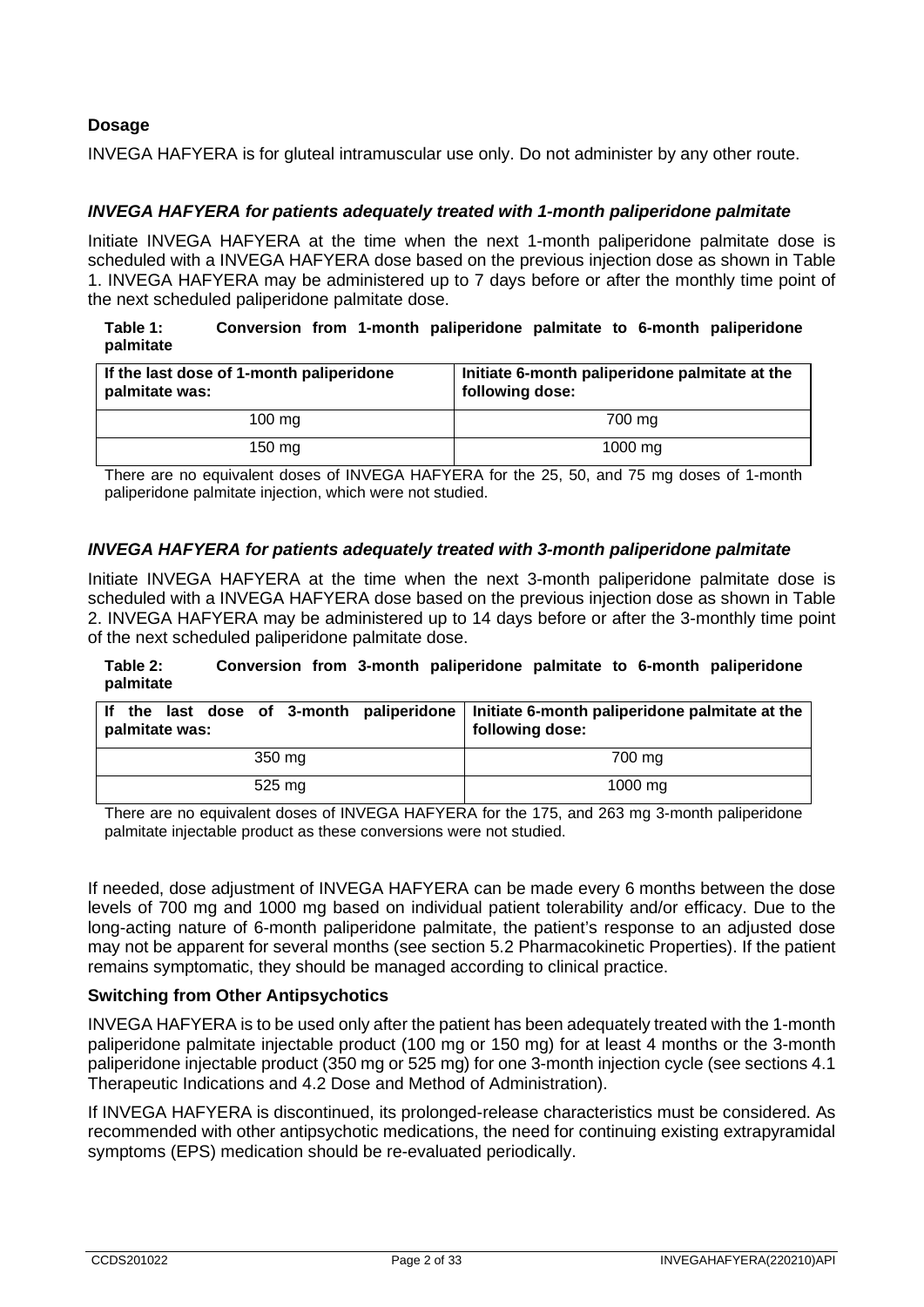### Dosage

INVEGA HAFYERA is for gluteal intramuscular use only. Do not administer by any other route.

#### *INVEGA HAFYERA for patients adequately treated with 1-month paliperidone palmitate*

Initiate INVEGA HAFYERA at the time when the next 1-month paliperidone palmitate dose is scheduled with a INVEGA HAFYERA dose based on the previous injection dose as shown in Table 1. INVEGA HAFYERA may be administered up to 7 days before or after the monthly time point of the next scheduled paliperidone palmitate dose.

**Table 1: Conversion from 1-month paliperidone palmitate to 6-month paliperidone palmitate**

| If the last dose of 1-month paliperidone palmitate was: | Initiate 6-month paliperidone palmitate at the following dose: |
|---|---|
| 100 mg | 700 mg |
| 150 mg | 1000 mg |

There are no equivalent doses of INVEGA HAFYERA for the 25, 50, and 75 mg doses of 1-month paliperidone palmitate injection, which were not studied.

#### *INVEGA HAFYERA for patients adequately treated with 3-month paliperidone palmitate*

Initiate INVEGA HAFYERA at the time when the next 3-month paliperidone palmitate dose is scheduled with a INVEGA HAFYERA dose based on the previous injection dose as shown in Table 2. INVEGA HAFYERA may be administered up to 14 days before or after the 3-monthly time point of the next scheduled paliperidone palmitate dose.

**Table 2: Conversion from 3-month paliperidone palmitate to 6-month paliperidone palmitate**

| If the last dose of 3-month paliperidone palmitate was: | Initiate 6-month paliperidone palmitate at the following dose: |
|---|---|
| 350 mg | 700 mg |
| 525 mg | 1000 mg |

There are no equivalent doses of INVEGA HAFYERA for the 175, and 263 mg 3-month paliperidone palmitate injectable product as these conversions were not studied.

If needed, dose adjustment of INVEGA HAFYERA can be made every 6 months between the dose levels of 700 mg and 1000 mg based on individual patient tolerability and/or efficacy. Due to the long-acting nature of 6-month paliperidone palmitate, the patient's response to an adjusted dose may not be apparent for several months (see section 5.2 Pharmacokinetic Properties). If the patient remains symptomatic, they should be managed according to clinical practice.

### Switching from Other Antipsychotics

INVEGA HAFYERA is to be used only after the patient has been adequately treated with the 1-month paliperidone palmitate injectable product (100 mg or 150 mg) for at least 4 months or the 3-month paliperidone injectable product (350 mg or 525 mg) for one 3-month injection cycle (see sections 4.1 Therapeutic Indications and 4.2 Dose and Method of Administration).

If INVEGA HAFYERA is discontinued, its prolonged-release characteristics must be considered. As recommended with other antipsychotic medications, the need for continuing existing extrapyramidal symptoms (EPS) medication should be re-evaluated periodically.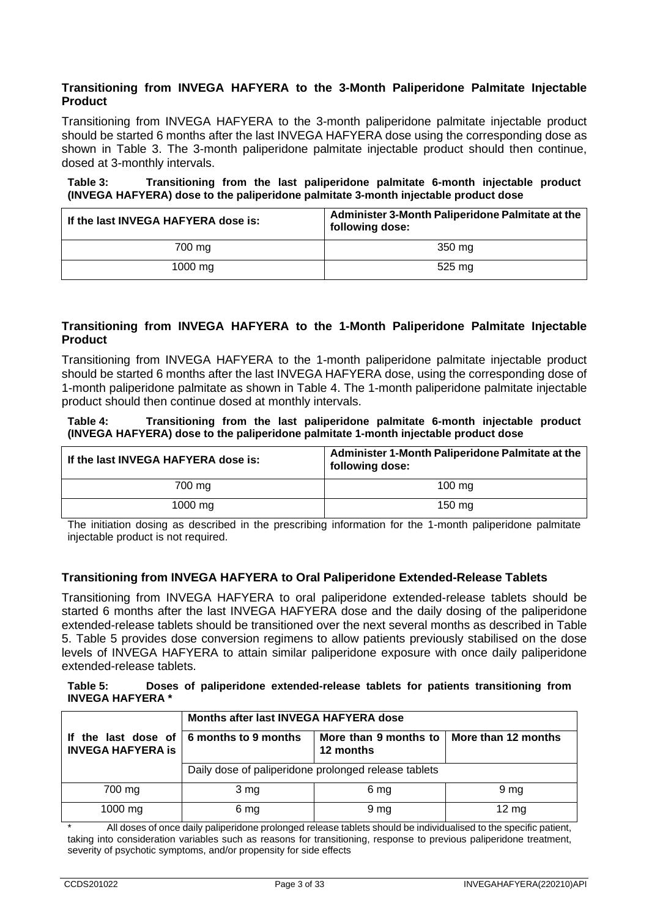### Transitioning from INVEGA HAFYERA to the 3-Month Paliperidone Palmitate Injectable Product

Transitioning from INVEGA HAFYERA to the 3-month paliperidone palmitate injectable product should be started 6 months after the last INVEGA HAFYERA dose using the corresponding dose as shown in Table 3. The 3-month paliperidone palmitate injectable product should then continue, dosed at 3-monthly intervals.

**Table 3: Transitioning from the last paliperidone palmitate 6-month injectable product (INVEGA HAFYERA) dose to the paliperidone palmitate 3-month injectable product dose**

| If the last INVEGA HAFYERA dose is: | Administer 3-Month Paliperidone Palmitate at the following dose: |
|---|---|
| 700 mg | 350 mg |
| 1000 mg | 525 mg |

### Transitioning from INVEGA HAFYERA to the 1-Month Paliperidone Palmitate Injectable Product

Transitioning from INVEGA HAFYERA to the 1-month paliperidone palmitate injectable product should be started 6 months after the last INVEGA HAFYERA dose, using the corresponding dose of 1-month paliperidone palmitate as shown in Table 4. The 1-month paliperidone palmitate injectable product should then continue dosed at monthly intervals.

**Table 4: Transitioning from the last paliperidone palmitate 6-month injectable product (INVEGA HAFYERA) dose to the paliperidone palmitate 1-month injectable product dose**

| If the last INVEGA HAFYERA dose is: | Administer 1-Month Paliperidone Palmitate at the following dose: |
|---|---|
| 700 mg | 100 mg |
| 1000 mg | 150 mg |

The initiation dosing as described in the prescribing information for the 1-month paliperidone palmitate injectable product is not required.

### Transitioning from INVEGA HAFYERA to Oral Paliperidone Extended-Release Tablets

Transitioning from INVEGA HAFYERA to oral paliperidone extended-release tablets should be started 6 months after the last INVEGA HAFYERA dose and the daily dosing of the paliperidone extended-release tablets should be transitioned over the next several months as described in Table 5. Table 5 provides dose conversion regimens to allow patients previously stabilised on the dose levels of INVEGA HAFYERA to attain similar paliperidone exposure with once daily paliperidone extended-release tablets.

**Table 5: Doses of paliperidone extended-release tablets for patients transitioning from INVEGA HAFYERA \***

| If the last dose of INVEGA HAFYERA is | Months after last INVEGA HAFYERA dose | | |
|---|---|---|---|
| | 6 months to 9 months | More than 9 months to 12 months | More than 12 months |
| | Daily dose of paliperidone prolonged release tablets | | |
| 700 mg | 3 mg | 6 mg | 9 mg |
| 1000 mg | 6 mg | 9 mg | 12 mg |

\* All doses of once daily paliperidone prolonged release tablets should be individualised to the specific patient, taking into consideration variables such as reasons for transitioning, response to previous paliperidone treatment, severity of psychotic symptoms, and/or propensity for side effects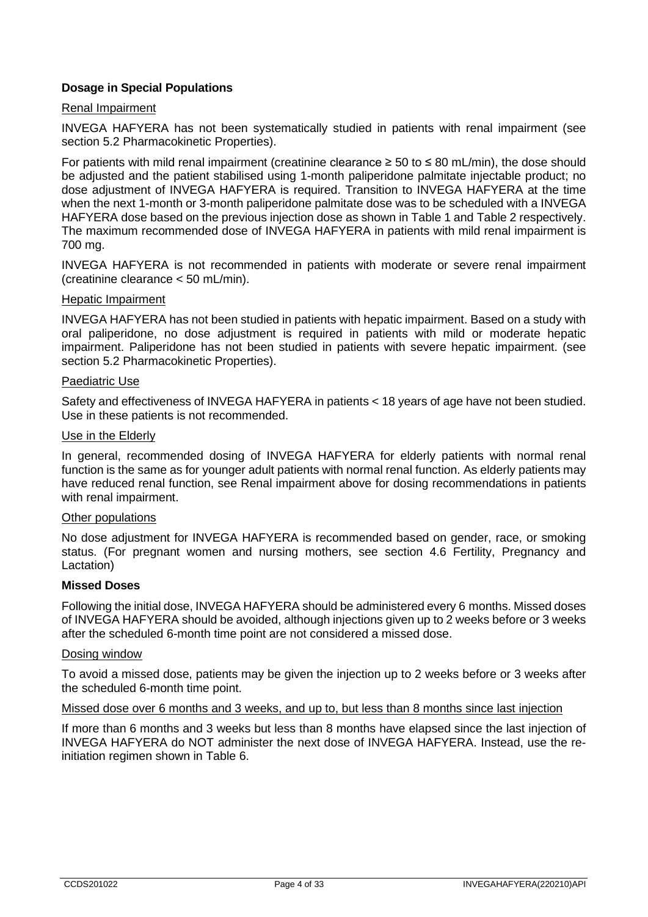### Dosage in Special Populations

Renal Impairment

INVEGA HAFYERA has not been systematically studied in patients with renal impairment (see section 5.2 Pharmacokinetic Properties).

For patients with mild renal impairment (creatinine clearance ≥ 50 to ≤ 80 mL/min), the dose should be adjusted and the patient stabilised using 1-month paliperidone palmitate injectable product; no dose adjustment of INVEGA HAFYERA is required. Transition to INVEGA HAFYERA at the time when the next 1-month or 3-month paliperidone palmitate dose was to be scheduled with a INVEGA HAFYERA dose based on the previous injection dose as shown in Table 1 and Table 2 respectively. The maximum recommended dose of INVEGA HAFYERA in patients with mild renal impairment is 700 mg.

INVEGA HAFYERA is not recommended in patients with moderate or severe renal impairment (creatinine clearance < 50 mL/min).

Hepatic Impairment

INVEGA HAFYERA has not been studied in patients with hepatic impairment. Based on a study with oral paliperidone, no dose adjustment is required in patients with mild or moderate hepatic impairment. Paliperidone has not been studied in patients with severe hepatic impairment. (see section 5.2 Pharmacokinetic Properties).

Paediatric Use

Safety and effectiveness of INVEGA HAFYERA in patients < 18 years of age have not been studied. Use in these patients is not recommended.

Use in the Elderly

In general, recommended dosing of INVEGA HAFYERA for elderly patients with normal renal function is the same as for younger adult patients with normal renal function. As elderly patients may have reduced renal function, see Renal impairment above for dosing recommendations in patients with renal impairment.

Other populations

No dose adjustment for INVEGA HAFYERA is recommended based on gender, race, or smoking status. (For pregnant women and nursing mothers, see section 4.6 Fertility, Pregnancy and Lactation)

### Missed Doses

Following the initial dose, INVEGA HAFYERA should be administered every 6 months. Missed doses of INVEGA HAFYERA should be avoided, although injections given up to 2 weeks before or 3 weeks after the scheduled 6-month time point are not considered a missed dose.

Dosing window

To avoid a missed dose, patients may be given the injection up to 2 weeks before or 3 weeks after the scheduled 6-month time point.

Missed dose over 6 months and 3 weeks, and up to, but less than 8 months since last injection

If more than 6 months and 3 weeks but less than 8 months have elapsed since the last injection of INVEGA HAFYERA do NOT administer the next dose of INVEGA HAFYERA. Instead, use the re-initiation regimen shown in Table 6.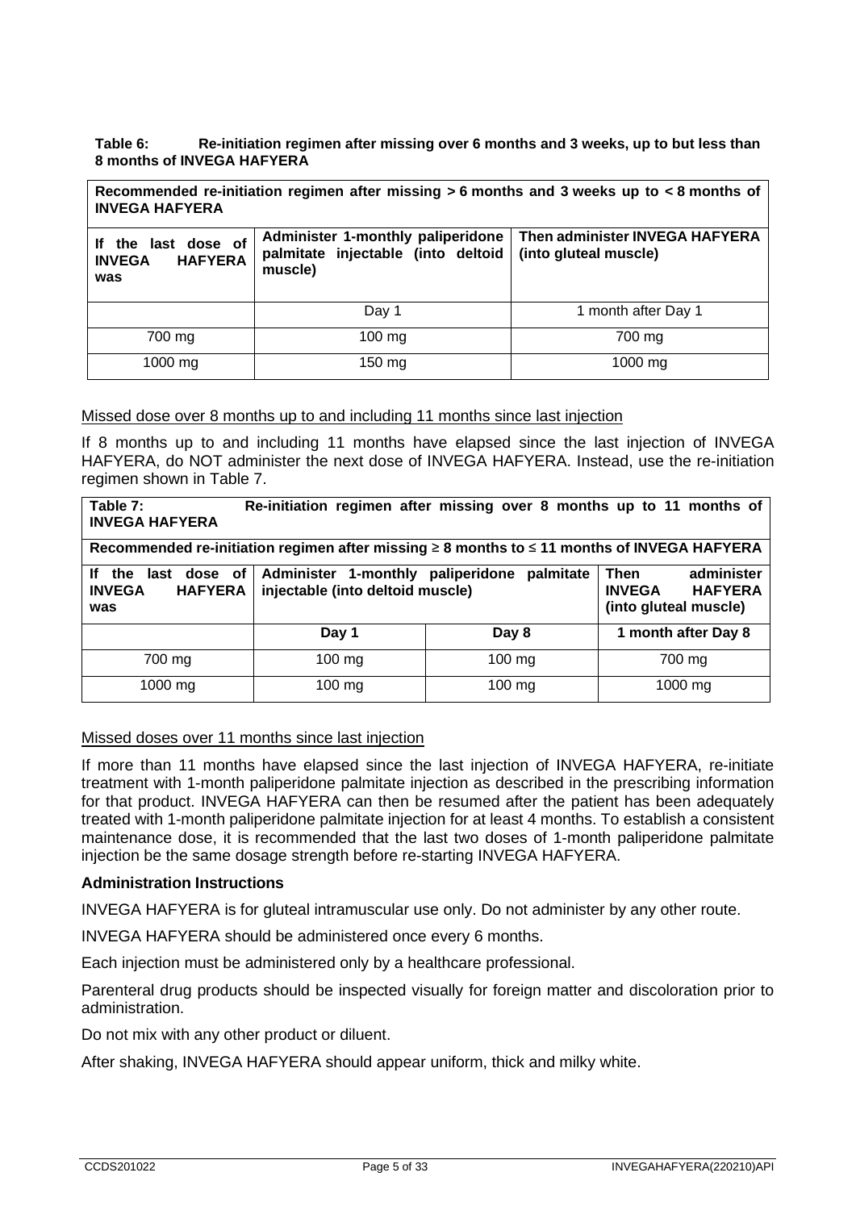**Table 6: Re-initiation regimen after missing over 6 months and 3 weeks, up to but less than 8 months of INVEGA HAFYERA**

| **Recommended re-initiation regimen after missing > 6 months and 3 weeks up to < 8 months of INVEGA HAFYERA** | | |
|---|---|---|
| **If the last dose of INVEGA HAFYERA was** | **Administer 1-monthly paliperidone palmitate injectable (into deltoid muscle)** | **Then administer INVEGA HAFYERA (into gluteal muscle)** |
| | Day 1 | 1 month after Day 1 |
| 700 mg | 100 mg | 700 mg |
| 1000 mg | 150 mg | 1000 mg |

Missed dose over 8 months up to and including 11 months since last injection

If 8 months up to and including 11 months have elapsed since the last injection of INVEGA HAFYERA, do NOT administer the next dose of INVEGA HAFYERA. Instead, use the re-initiation regimen shown in Table 7.

**Table 7: Re-initiation regimen after missing over 8 months up to 11 months of INVEGA HAFYERA**

| **Recommended re-initiation regimen after missing ≥ 8 months to ≤ 11 months of INVEGA HAFYERA** | | | |
|---|---|---|---|
| **If the last dose of INVEGA HAFYERA was** | **Administer 1-monthly paliperidone palmitate injectable (into deltoid muscle)** | | **Then administer INVEGA HAFYERA (into gluteal muscle)** |
| | **Day 1** | **Day 8** | **1 month after Day 8** |
| 700 mg | 100 mg | 100 mg | 700 mg |
| 1000 mg | 100 mg | 100 mg | 1000 mg |

Missed doses over 11 months since last injection

If more than 11 months have elapsed since the last injection of INVEGA HAFYERA, re-initiate treatment with 1-month paliperidone palmitate injection as described in the prescribing information for that product. INVEGA HAFYERA can then be resumed after the patient has been adequately treated with 1-month paliperidone palmitate injection for at least 4 months. To establish a consistent maintenance dose, it is recommended that the last two doses of 1-month paliperidone palmitate injection be the same dosage strength before re-starting INVEGA HAFYERA.

**Administration Instructions**

INVEGA HAFYERA is for gluteal intramuscular use only. Do not administer by any other route.

INVEGA HAFYERA should be administered once every 6 months.

Each injection must be administered only by a healthcare professional.

Parenteral drug products should be inspected visually for foreign matter and discoloration prior to administration.

Do not mix with any other product or diluent.

After shaking, INVEGA HAFYERA should appear uniform, thick and milky white.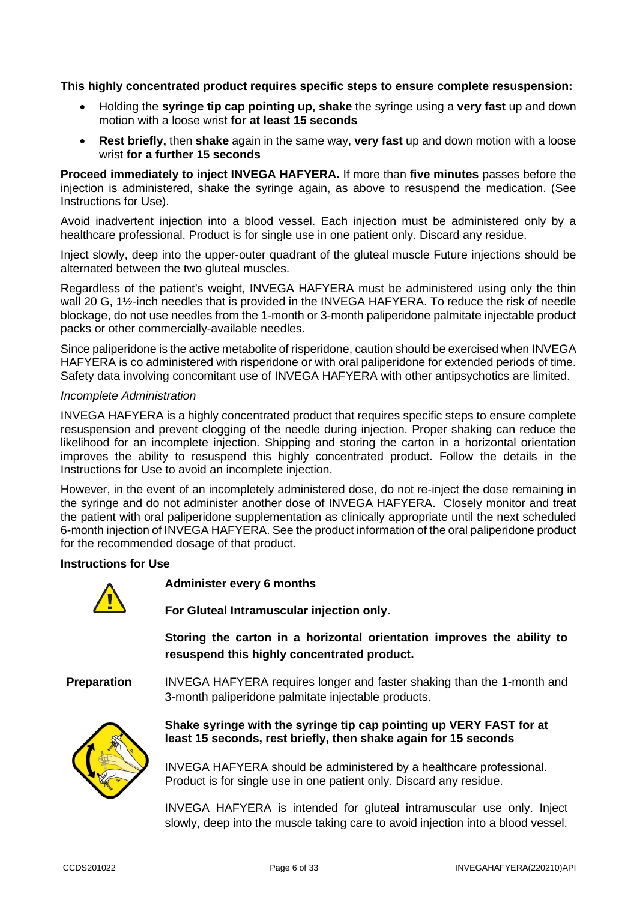**This highly concentrated product requires specific steps to ensure complete resuspension:**

- Holding the **syringe tip cap pointing up, shake** the syringe using a **very fast** up and down motion with a loose wrist **for at least 15 seconds**
- **Rest briefly,** then **shake** again in the same way, **very fast** up and down motion with a loose wrist **for a further 15 seconds**

**Proceed immediately to inject INVEGA HAFYERA.** If more than **five minutes** passes before the injection is administered, shake the syringe again, as above to resuspend the medication. (See Instructions for Use).

Avoid inadvertent injection into a blood vessel. Each injection must be administered only by a healthcare professional. Product is for single use in one patient only. Discard any residue.

Inject slowly, deep into the upper-outer quadrant of the gluteal muscle Future injections should be alternated between the two gluteal muscles.

Regardless of the patient's weight, INVEGA HAFYERA must be administered using only the thin wall 20 G, 1½-inch needles that is provided in the INVEGA HAFYERA. To reduce the risk of needle blockage, do not use needles from the 1-month or 3-month paliperidone palmitate injectable product packs or other commercially-available needles.

Since paliperidone is the active metabolite of risperidone, caution should be exercised when INVEGA HAFYERA is co administered with risperidone or with oral paliperidone for extended periods of time. Safety data involving concomitant use of INVEGA HAFYERA with other antipsychotics are limited.

*Incomplete Administration*

INVEGA HAFYERA is a highly concentrated product that requires specific steps to ensure complete resuspension and prevent clogging of the needle during injection. Proper shaking can reduce the likelihood for an incomplete injection. Shipping and storing the carton in a horizontal orientation improves the ability to resuspend this highly concentrated product. Follow the details in the Instructions for Use to avoid an incomplete injection.

However, in the event of an incompletely administered dose, do not re-inject the dose remaining in the syringe and do not administer another dose of INVEGA HAFYERA. Closely monitor and treat the patient with oral paliperidone supplementation as clinically appropriate until the next scheduled 6-month injection of INVEGA HAFYERA. See the product information of the oral paliperidone product for the recommended dosage of that product.

**Instructions for Use**

**Administer every 6 months**

**For Gluteal Intramuscular injection only.**

**Storing the carton in a horizontal orientation improves the ability to resuspend this highly concentrated product.**

**Preparation**

INVEGA HAFYERA requires longer and faster shaking than the 1-month and 3-month paliperidone palmitate injectable products.

**Shake syringe with the syringe tip cap pointing up VERY FAST for at least 15 seconds, rest briefly, then shake again for 15 seconds**

INVEGA HAFYERA should be administered by a healthcare professional. Product is for single use in one patient only. Discard any residue.

INVEGA HAFYERA is intended for gluteal intramuscular use only. Inject slowly, deep into the muscle taking care to avoid injection into a blood vessel.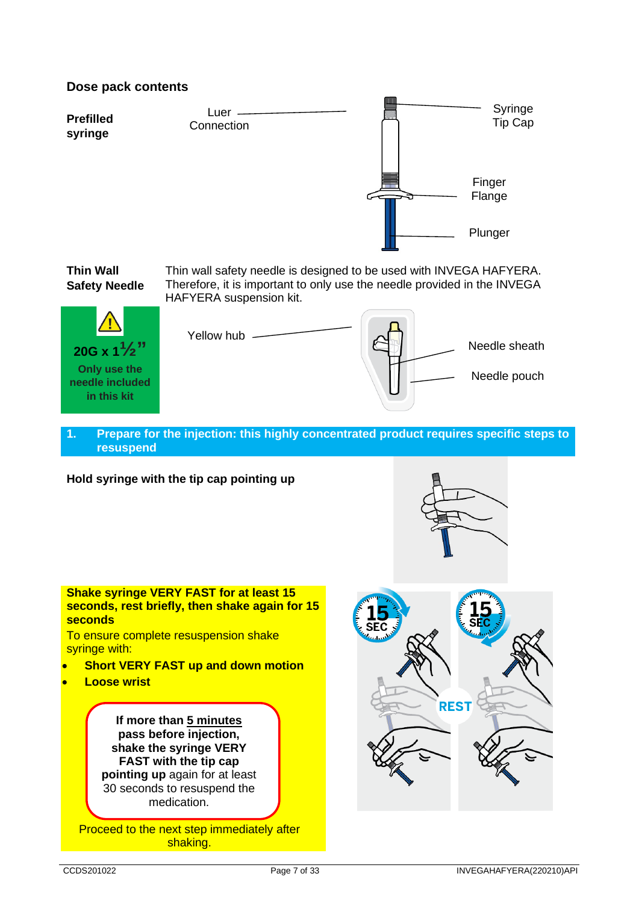**Dose pack contents**

**Prefilled syringe**

Luer Connection

Syringe Tip Cap

Finger Flange

Plunger

**Thin Wall Safety Needle**

Thin wall safety needle is designed to be used with INVEGA HAFYERA. Therefore, it is important to only use the needle provided in the INVEGA HAFYERA suspension kit.

**20G x 1½"**
**Only use the needle included in this kit**

Yellow hub

Needle sheath

Needle pouch

## 1. Prepare for the injection: this highly concentrated product requires specific steps to resuspend

**Hold syringe with the tip cap pointing up**

**Shake syringe VERY FAST for at least 15 seconds, rest briefly, then shake again for 15 seconds**

To ensure complete resuspension shake syringe with:

- **Short VERY FAST up and down motion**
- **Loose wrist**

> **If more than 5 minutes pass before injection, shake the syringe VERY FAST with the tip cap pointing up** again for at least 30 seconds to resuspend the medication.

Proceed to the next step immediately after shaking.

15 SEC

REST

15 SEC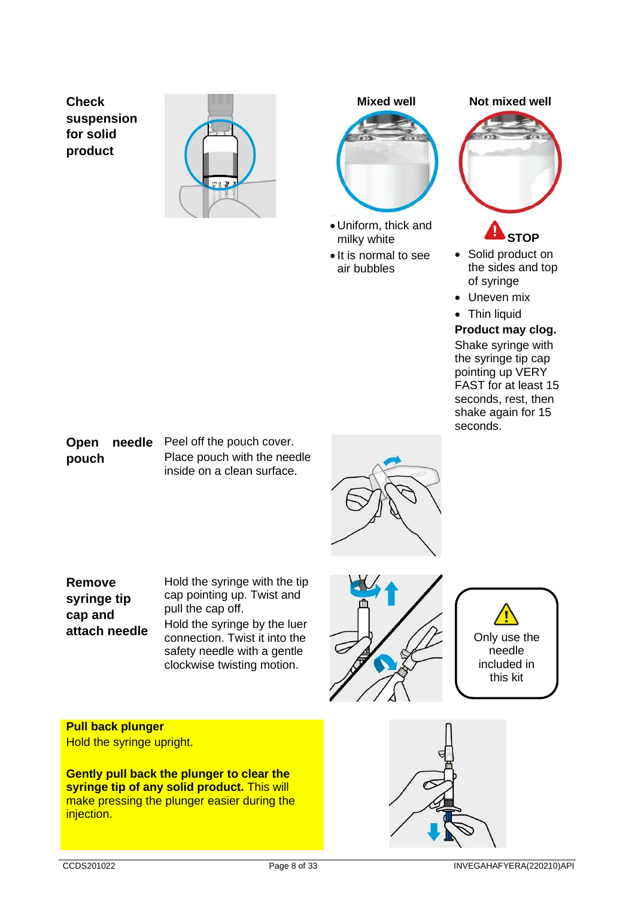**Check suspension for solid product**

**Mixed well**

- Uniform, thick and milky white
- It is normal to see air bubbles

**Not mixed well**

**STOP**

- Solid product on the sides and top of syringe
- Uneven mix
- Thin liquid

**Product may clog.**

Shake syringe with the syringe tip cap pointing up VERY FAST for at least 15 seconds, rest, then shake again for 15 seconds.

**Open needle pouch**

Peel off the pouch cover.

Place pouch with the needle inside on a clean surface.

**Remove syringe tip cap and attach needle**

Hold the syringe with the tip cap pointing up. Twist and pull the cap off.

Hold the syringe by the luer connection. Twist it into the safety needle with a gentle clockwise twisting motion.

Only use the needle included in this kit

**Pull back plunger**

Hold the syringe upright.

**Gently pull back the plunger to clear the syringe tip of any solid product.** This will make pressing the plunger easier during the injection.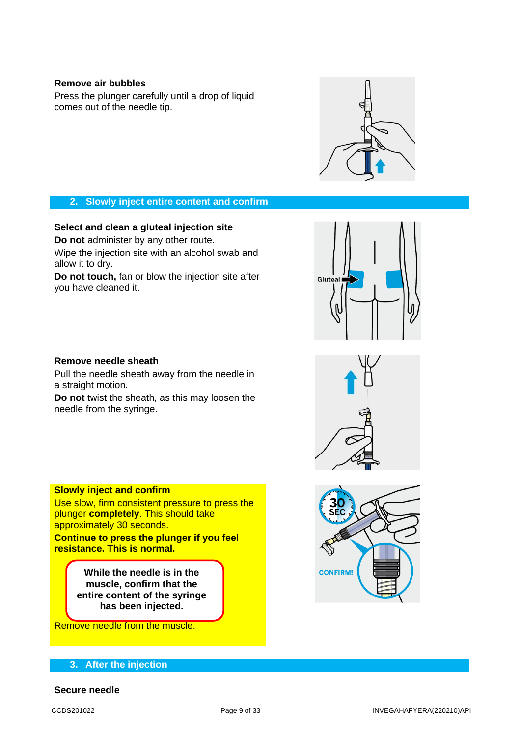**Remove air bubbles**

Press the plunger carefully until a drop of liquid comes out of the needle tip.

## 2. Slowly inject entire content and confirm

**Select and clean a gluteal injection site**

**Do not** administer by any other route.

Wipe the injection site with an alcohol swab and allow it to dry.

**Do not touch,** fan or blow the injection site after you have cleaned it.

**Remove needle sheath**

Pull the needle sheath away from the needle in a straight motion.

**Do not** twist the sheath, as this may loosen the needle from the syringe.

**Slowly inject and confirm**

Use slow, firm consistent pressure to press the plunger **completely**. This should take approximately 30 seconds.

**Continue to press the plunger if you feel resistance. This is normal.**

**While the needle is in the muscle, confirm that the entire content of the syringe has been injected.**

Remove needle from the muscle.

## 3. After the injection

**Secure needle**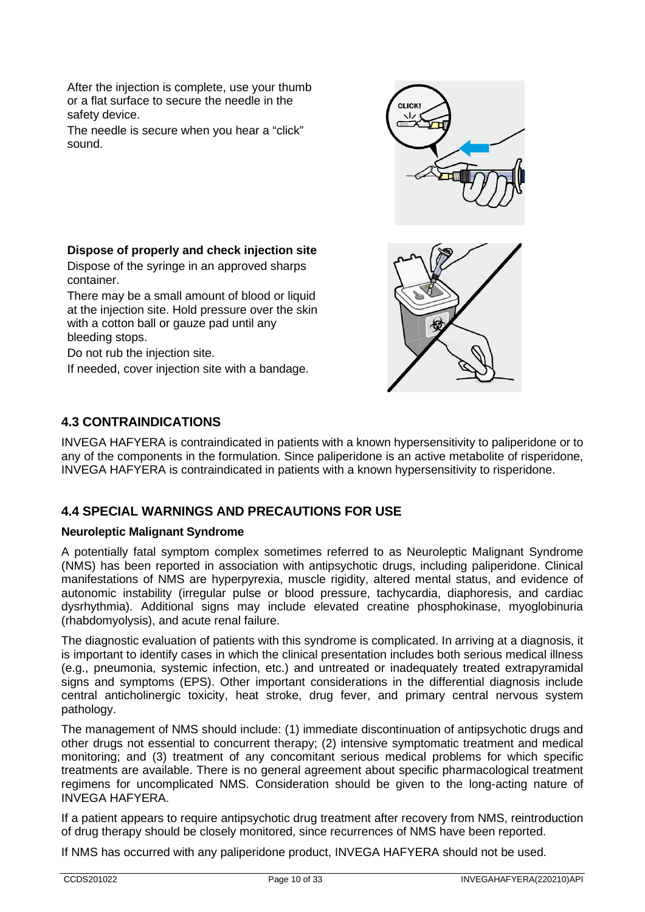After the injection is complete, use your thumb or a flat surface to secure the needle in the safety device.

The needle is secure when you hear a "click" sound.

**Dispose of properly and check injection site**

Dispose of the syringe in an approved sharps container.

There may be a small amount of blood or liquid at the injection site. Hold pressure over the skin with a cotton ball or gauze pad until any bleeding stops.

Do not rub the injection site.

If needed, cover injection site with a bandage.

## 4.3 CONTRAINDICATIONS

INVEGA HAFYERA is contraindicated in patients with a known hypersensitivity to paliperidone or to any of the components in the formulation. Since paliperidone is an active metabolite of risperidone, INVEGA HAFYERA is contraindicated in patients with a known hypersensitivity to risperidone.

## 4.4 SPECIAL WARNINGS AND PRECAUTIONS FOR USE

**Neuroleptic Malignant Syndrome**

A potentially fatal symptom complex sometimes referred to as Neuroleptic Malignant Syndrome (NMS) has been reported in association with antipsychotic drugs, including paliperidone. Clinical manifestations of NMS are hyperpyrexia, muscle rigidity, altered mental status, and evidence of autonomic instability (irregular pulse or blood pressure, tachycardia, diaphoresis, and cardiac dysrhythmia). Additional signs may include elevated creatine phosphokinase, myoglobinuria (rhabdomyolysis), and acute renal failure.

The diagnostic evaluation of patients with this syndrome is complicated. In arriving at a diagnosis, it is important to identify cases in which the clinical presentation includes both serious medical illness (e.g., pneumonia, systemic infection, etc.) and untreated or inadequately treated extrapyramidal signs and symptoms (EPS). Other important considerations in the differential diagnosis include central anticholinergic toxicity, heat stroke, drug fever, and primary central nervous system pathology.

The management of NMS should include: (1) immediate discontinuation of antipsychotic drugs and other drugs not essential to concurrent therapy; (2) intensive symptomatic treatment and medical monitoring; and (3) treatment of any concomitant serious medical problems for which specific treatments are available. There is no general agreement about specific pharmacological treatment regimens for uncomplicated NMS. Consideration should be given to the long-acting nature of INVEGA HAFYERA.

If a patient appears to require antipsychotic drug treatment after recovery from NMS, reintroduction of drug therapy should be closely monitored, since recurrences of NMS have been reported.

If NMS has occurred with any paliperidone product, INVEGA HAFYERA should not be used.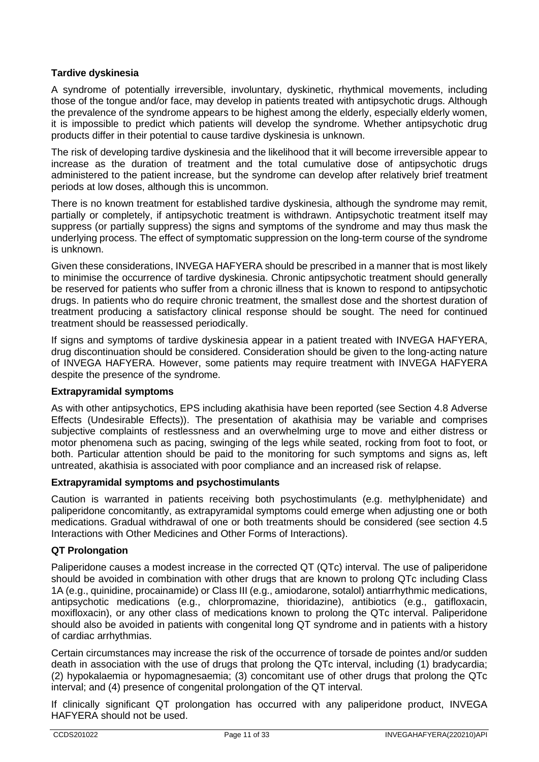**Tardive dyskinesia**

A syndrome of potentially irreversible, involuntary, dyskinetic, rhythmical movements, including those of the tongue and/or face, may develop in patients treated with antipsychotic drugs. Although the prevalence of the syndrome appears to be highest among the elderly, especially elderly women, it is impossible to predict which patients will develop the syndrome. Whether antipsychotic drug products differ in their potential to cause tardive dyskinesia is unknown.

The risk of developing tardive dyskinesia and the likelihood that it will become irreversible appear to increase as the duration of treatment and the total cumulative dose of antipsychotic drugs administered to the patient increase, but the syndrome can develop after relatively brief treatment periods at low doses, although this is uncommon.

There is no known treatment for established tardive dyskinesia, although the syndrome may remit, partially or completely, if antipsychotic treatment is withdrawn. Antipsychotic treatment itself may suppress (or partially suppress) the signs and symptoms of the syndrome and may thus mask the underlying process. The effect of symptomatic suppression on the long-term course of the syndrome is unknown.

Given these considerations, INVEGA HAFYERA should be prescribed in a manner that is most likely to minimise the occurrence of tardive dyskinesia. Chronic antipsychotic treatment should generally be reserved for patients who suffer from a chronic illness that is known to respond to antipsychotic drugs. In patients who do require chronic treatment, the smallest dose and the shortest duration of treatment producing a satisfactory clinical response should be sought. The need for continued treatment should be reassessed periodically.

If signs and symptoms of tardive dyskinesia appear in a patient treated with INVEGA HAFYERA, drug discontinuation should be considered. Consideration should be given to the long-acting nature of INVEGA HAFYERA. However, some patients may require treatment with INVEGA HAFYERA despite the presence of the syndrome.

**Extrapyramidal symptoms**

As with other antipsychotics, EPS including akathisia have been reported (see Section 4.8 Adverse Effects (Undesirable Effects)). The presentation of akathisia may be variable and comprises subjective complaints of restlessness and an overwhelming urge to move and either distress or motor phenomena such as pacing, swinging of the legs while seated, rocking from foot to foot, or both. Particular attention should be paid to the monitoring for such symptoms and signs as, left untreated, akathisia is associated with poor compliance and an increased risk of relapse.

**Extrapyramidal symptoms and psychostimulants**

Caution is warranted in patients receiving both psychostimulants (e.g. methylphenidate) and paliperidone concomitantly, as extrapyramidal symptoms could emerge when adjusting one or both medications. Gradual withdrawal of one or both treatments should be considered (see section 4.5 Interactions with Other Medicines and Other Forms of Interactions).

**QT Prolongation**

Paliperidone causes a modest increase in the corrected QT (QTc) interval. The use of paliperidone should be avoided in combination with other drugs that are known to prolong QTc including Class 1A (e.g., quinidine, procainamide) or Class III (e.g., amiodarone, sotalol) antiarrhythmic medications, antipsychotic medications (e.g., chlorpromazine, thioridazine), antibiotics (e.g., gatifloxacin, moxifloxacin), or any other class of medications known to prolong the QTc interval. Paliperidone should also be avoided in patients with congenital long QT syndrome and in patients with a history of cardiac arrhythmias.

Certain circumstances may increase the risk of the occurrence of torsade de pointes and/or sudden death in association with the use of drugs that prolong the QTc interval, including (1) bradycardia; (2) hypokalaemia or hypomagnesaemia; (3) concomitant use of other drugs that prolong the QTc interval; and (4) presence of congenital prolongation of the QT interval.

If clinically significant QT prolongation has occurred with any paliperidone product, INVEGA HAFYERA should not be used.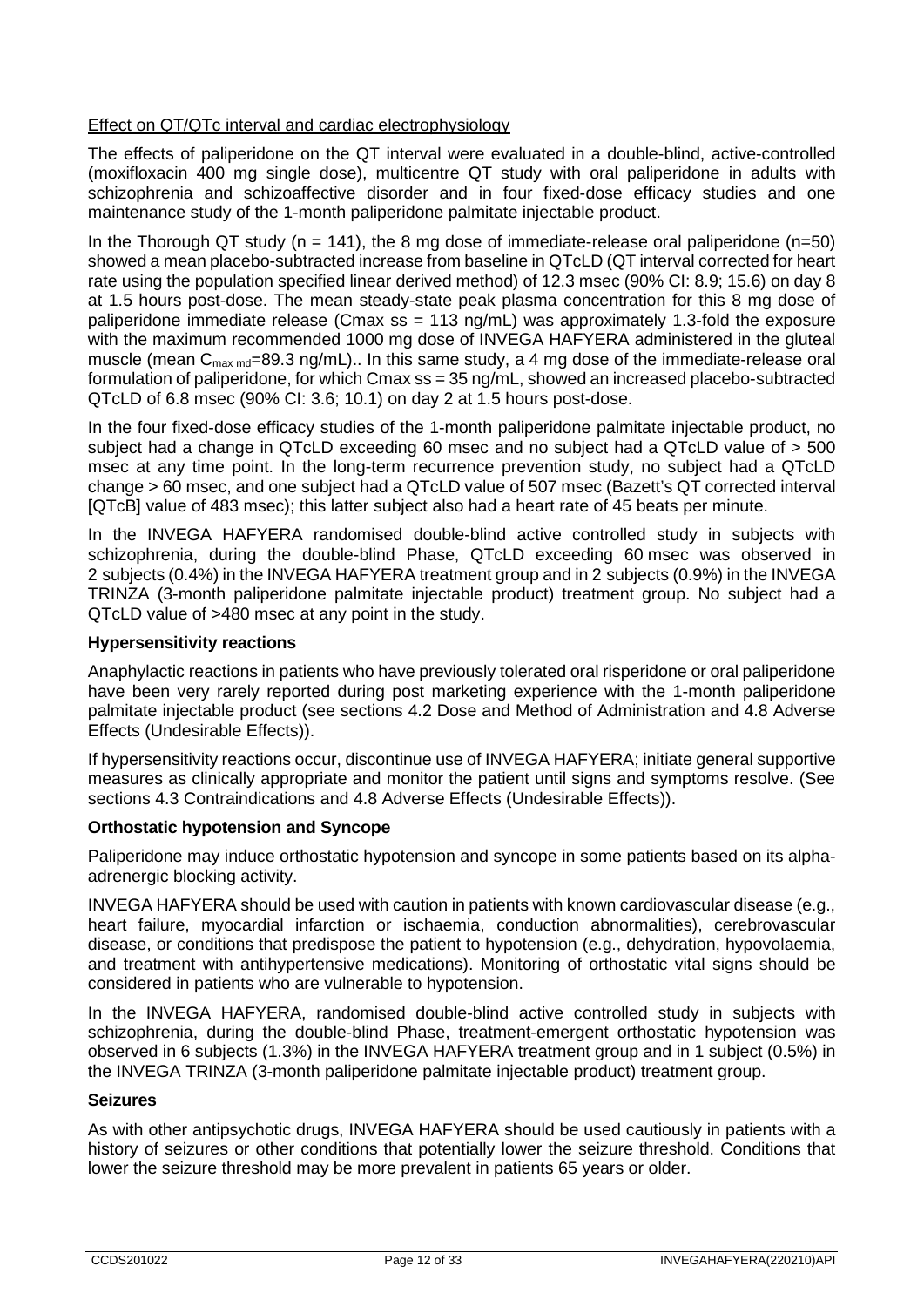Effect on QT/QTc interval and cardiac electrophysiology

The effects of paliperidone on the QT interval were evaluated in a double-blind, active-controlled (moxifloxacin 400 mg single dose), multicentre QT study with oral paliperidone in adults with schizophrenia and schizoaffective disorder and in four fixed-dose efficacy studies and one maintenance study of the 1-month paliperidone palmitate injectable product.

In the Thorough QT study (n = 141), the 8 mg dose of immediate-release oral paliperidone (n=50) showed a mean placebo-subtracted increase from baseline in QTcLD (QT interval corrected for heart rate using the population specified linear derived method) of 12.3 msec (90% CI: 8.9; 15.6) on day 8 at 1.5 hours post-dose. The mean steady-state peak plasma concentration for this 8 mg dose of paliperidone immediate release (Cmax ss = 113 ng/mL) was approximately 1.3-fold the exposure with the maximum recommended 1000 mg dose of INVEGA HAFYERA administered in the gluteal muscle (mean $C_{max\ md}$=89.3 ng/mL).. In this same study, a 4 mg dose of the immediate-release oral formulation of paliperidone, for which Cmax ss = 35 ng/mL, showed an increased placebo-subtracted QTcLD of 6.8 msec (90% CI: 3.6; 10.1) on day 2 at 1.5 hours post-dose.

In the four fixed-dose efficacy studies of the 1-month paliperidone palmitate injectable product, no subject had a change in QTcLD exceeding 60 msec and no subject had a QTcLD value of > 500 msec at any time point. In the long-term recurrence prevention study, no subject had a QTcLD change > 60 msec, and one subject had a QTcLD value of 507 msec (Bazett's QT corrected interval [QTcB] value of 483 msec); this latter subject also had a heart rate of 45 beats per minute.

In the INVEGA HAFYERA randomised double-blind active controlled study in subjects with schizophrenia, during the double-blind Phase, QTcLD exceeding 60 msec was observed in 2 subjects (0.4%) in the INVEGA HAFYERA treatment group and in 2 subjects (0.9%) in the INVEGA TRINZA (3-month paliperidone palmitate injectable product) treatment group. No subject had a QTcLD value of >480 msec at any point in the study.

**Hypersensitivity reactions**

Anaphylactic reactions in patients who have previously tolerated oral risperidone or oral paliperidone have been very rarely reported during post marketing experience with the 1-month paliperidone palmitate injectable product (see sections 4.2 Dose and Method of Administration and 4.8 Adverse Effects (Undesirable Effects)).

If hypersensitivity reactions occur, discontinue use of INVEGA HAFYERA; initiate general supportive measures as clinically appropriate and monitor the patient until signs and symptoms resolve. (See sections 4.3 Contraindications and 4.8 Adverse Effects (Undesirable Effects)).

**Orthostatic hypotension and Syncope**

Paliperidone may induce orthostatic hypotension and syncope in some patients based on its alpha-adrenergic blocking activity.

INVEGA HAFYERA should be used with caution in patients with known cardiovascular disease (e.g., heart failure, myocardial infarction or ischaemia, conduction abnormalities), cerebrovascular disease, or conditions that predispose the patient to hypotension (e.g., dehydration, hypovolaemia, and treatment with antihypertensive medications). Monitoring of orthostatic vital signs should be considered in patients who are vulnerable to hypotension.

In the INVEGA HAFYERA, randomised double-blind active controlled study in subjects with schizophrenia, during the double-blind Phase, treatment-emergent orthostatic hypotension was observed in 6 subjects (1.3%) in the INVEGA HAFYERA treatment group and in 1 subject (0.5%) in the INVEGA TRINZA (3-month paliperidone palmitate injectable product) treatment group.

**Seizures**

As with other antipsychotic drugs, INVEGA HAFYERA should be used cautiously in patients with a history of seizures or other conditions that potentially lower the seizure threshold. Conditions that lower the seizure threshold may be more prevalent in patients 65 years or older.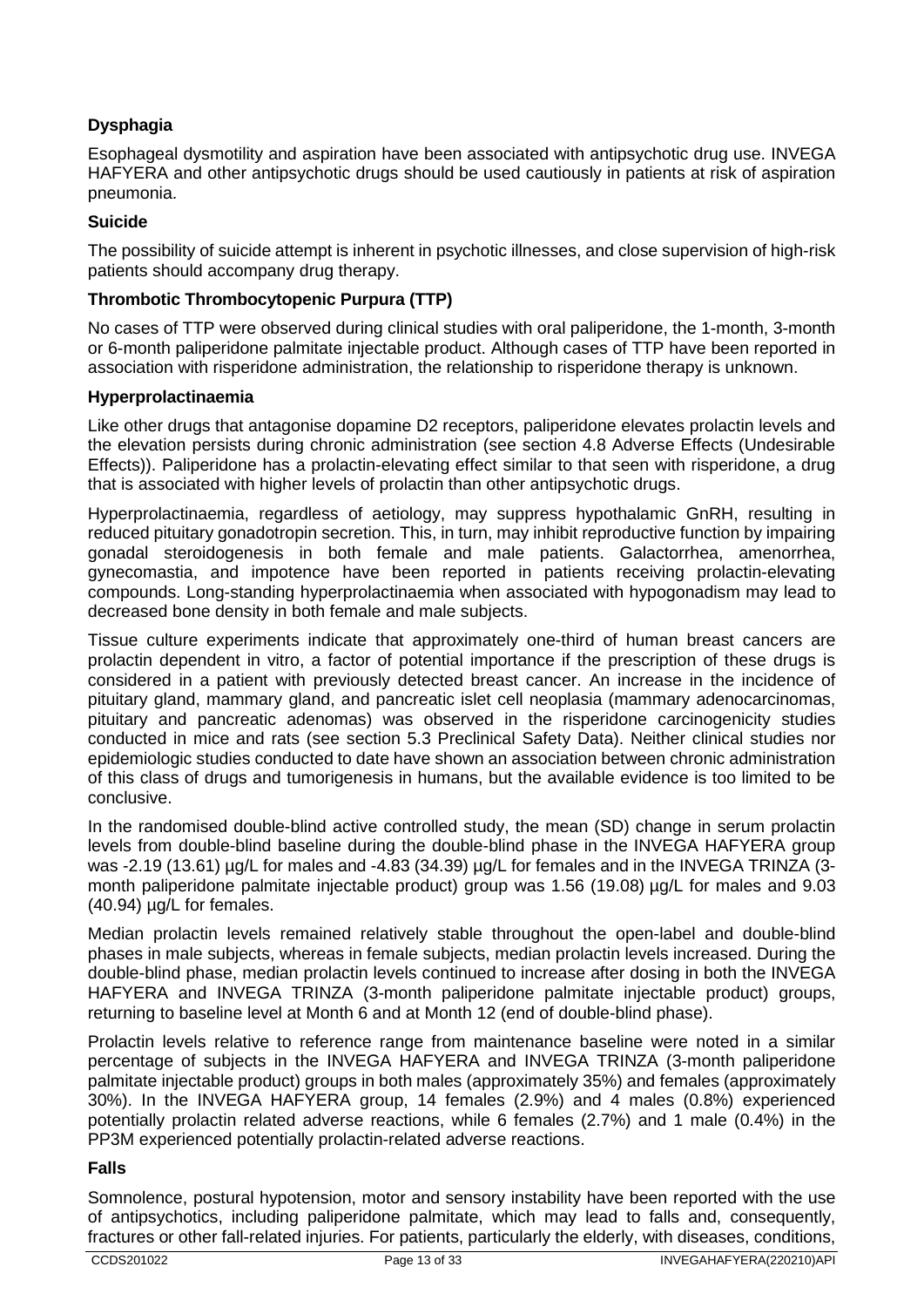**Dysphagia**

Esophageal dysmotility and aspiration have been associated with antipsychotic drug use. INVEGA HAFYERA and other antipsychotic drugs should be used cautiously in patients at risk of aspiration pneumonia.

**Suicide**

The possibility of suicide attempt is inherent in psychotic illnesses, and close supervision of high-risk patients should accompany drug therapy.

**Thrombotic Thrombocytopenic Purpura (TTP)**

No cases of TTP were observed during clinical studies with oral paliperidone, the 1-month, 3-month or 6-month paliperidone palmitate injectable product. Although cases of TTP have been reported in association with risperidone administration, the relationship to risperidone therapy is unknown.

**Hyperprolactinaemia**

Like other drugs that antagonise dopamine D2 receptors, paliperidone elevates prolactin levels and the elevation persists during chronic administration (see section 4.8 Adverse Effects (Undesirable Effects)). Paliperidone has a prolactin-elevating effect similar to that seen with risperidone, a drug that is associated with higher levels of prolactin than other antipsychotic drugs.

Hyperprolactinaemia, regardless of aetiology, may suppress hypothalamic GnRH, resulting in reduced pituitary gonadotropin secretion. This, in turn, may inhibit reproductive function by impairing gonadal steroidogenesis in both female and male patients. Galactorrhea, amenorrhea, gynecomastia, and impotence have been reported in patients receiving prolactin-elevating compounds. Long-standing hyperprolactinaemia when associated with hypogonadism may lead to decreased bone density in both female and male subjects.

Tissue culture experiments indicate that approximately one-third of human breast cancers are prolactin dependent in vitro, a factor of potential importance if the prescription of these drugs is considered in a patient with previously detected breast cancer. An increase in the incidence of pituitary gland, mammary gland, and pancreatic islet cell neoplasia (mammary adenocarcinomas, pituitary and pancreatic adenomas) was observed in the risperidone carcinogenicity studies conducted in mice and rats (see section 5.3 Preclinical Safety Data). Neither clinical studies nor epidemiologic studies conducted to date have shown an association between chronic administration of this class of drugs and tumorigenesis in humans, but the available evidence is too limited to be conclusive.

In the randomised double-blind active controlled study, the mean (SD) change in serum prolactin levels from double-blind baseline during the double-blind phase in the INVEGA HAFYERA group was -2.19 (13.61) µg/L for males and -4.83 (34.39) µg/L for females and in the INVEGA TRINZA (3-month paliperidone palmitate injectable product) group was 1.56 (19.08) µg/L for males and 9.03 (40.94) µg/L for females.

Median prolactin levels remained relatively stable throughout the open-label and double-blind phases in male subjects, whereas in female subjects, median prolactin levels increased. During the double-blind phase, median prolactin levels continued to increase after dosing in both the INVEGA HAFYERA and INVEGA TRINZA (3-month paliperidone palmitate injectable product) groups, returning to baseline level at Month 6 and at Month 12 (end of double-blind phase).

Prolactin levels relative to reference range from maintenance baseline were noted in a similar percentage of subjects in the INVEGA HAFYERA and INVEGA TRINZA (3-month paliperidone palmitate injectable product) groups in both males (approximately 35%) and females (approximately 30%). In the INVEGA HAFYERA group, 14 females (2.9%) and 4 males (0.8%) experienced potentially prolactin related adverse reactions, while 6 females (2.7%) and 1 male (0.4%) in the PP3M experienced potentially prolactin-related adverse reactions.

**Falls**

Somnolence, postural hypotension, motor and sensory instability have been reported with the use of antipsychotics, including paliperidone palmitate, which may lead to falls and, consequently, fractures or other fall-related injuries. For patients, particularly the elderly, with diseases, conditions,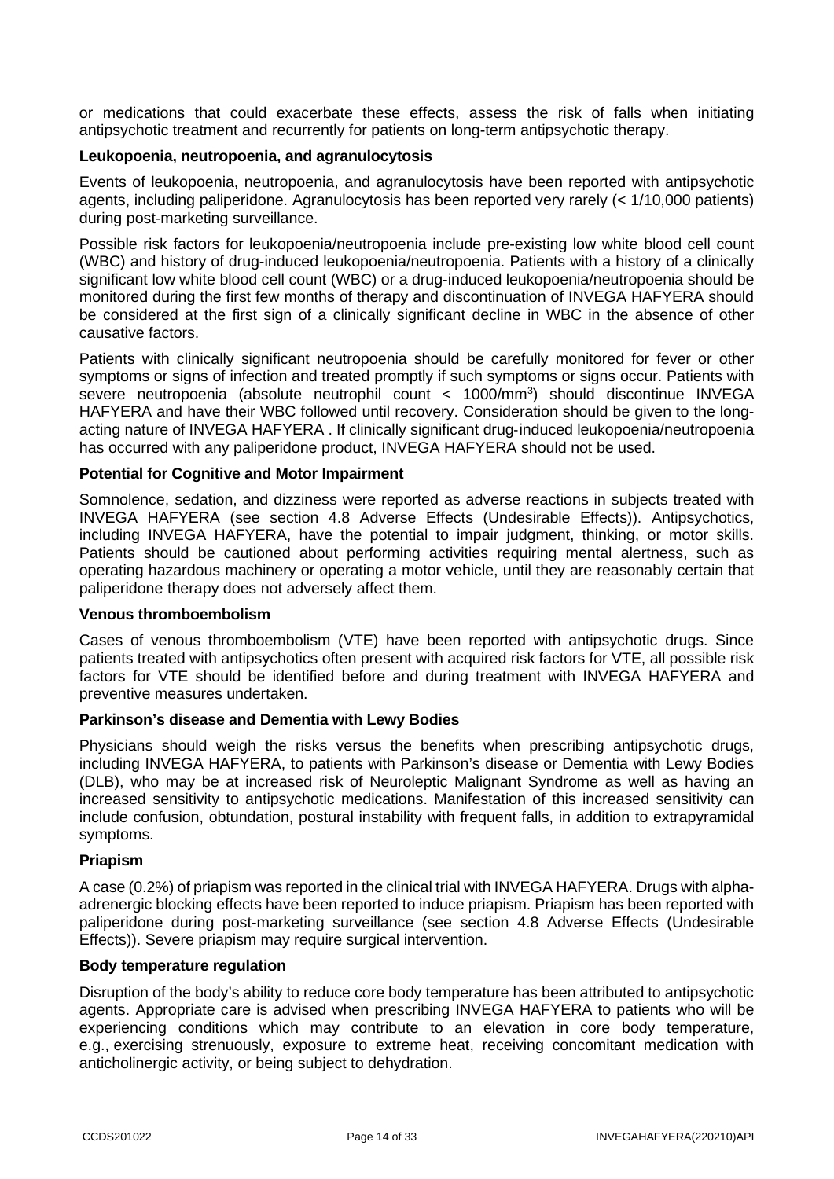or medications that could exacerbate these effects, assess the risk of falls when initiating antipsychotic treatment and recurrently for patients on long-term antipsychotic therapy.

**Leukopoenia, neutropoenia, and agranulocytosis**

Events of leukopoenia, neutropoenia, and agranulocytosis have been reported with antipsychotic agents, including paliperidone. Agranulocytosis has been reported very rarely (< 1/10,000 patients) during post-marketing surveillance.

Possible risk factors for leukopoenia/neutropoenia include pre-existing low white blood cell count (WBC) and history of drug-induced leukopoenia/neutropoenia. Patients with a history of a clinically significant low white blood cell count (WBC) or a drug-induced leukopoenia/neutropoenia should be monitored during the first few months of therapy and discontinuation of INVEGA HAFYERA should be considered at the first sign of a clinically significant decline in WBC in the absence of other causative factors.

Patients with clinically significant neutropoenia should be carefully monitored for fever or other symptoms or signs of infection and treated promptly if such symptoms or signs occur. Patients with severe neutropoenia (absolute neutrophil count < 1000/mm$^3$) should discontinue INVEGA HAFYERA and have their WBC followed until recovery. Consideration should be given to the long-acting nature of INVEGA HAFYERA . If clinically significant drug-induced leukopoenia/neutropoenia has occurred with any paliperidone product, INVEGA HAFYERA should not be used.

**Potential for Cognitive and Motor Impairment**

Somnolence, sedation, and dizziness were reported as adverse reactions in subjects treated with INVEGA HAFYERA (see section 4.8 Adverse Effects (Undesirable Effects)). Antipsychotics, including INVEGA HAFYERA, have the potential to impair judgment, thinking, or motor skills. Patients should be cautioned about performing activities requiring mental alertness, such as operating hazardous machinery or operating a motor vehicle, until they are reasonably certain that paliperidone therapy does not adversely affect them.

**Venous thromboembolism**

Cases of venous thromboembolism (VTE) have been reported with antipsychotic drugs. Since patients treated with antipsychotics often present with acquired risk factors for VTE, all possible risk factors for VTE should be identified before and during treatment with INVEGA HAFYERA and preventive measures undertaken.

**Parkinson's disease and Dementia with Lewy Bodies**

Physicians should weigh the risks versus the benefits when prescribing antipsychotic drugs, including INVEGA HAFYERA, to patients with Parkinson's disease or Dementia with Lewy Bodies (DLB), who may be at increased risk of Neuroleptic Malignant Syndrome as well as having an increased sensitivity to antipsychotic medications. Manifestation of this increased sensitivity can include confusion, obtundation, postural instability with frequent falls, in addition to extrapyramidal symptoms.

**Priapism**

A case (0.2%) of priapism was reported in the clinical trial with INVEGA HAFYERA. Drugs with alpha-adrenergic blocking effects have been reported to induce priapism. Priapism has been reported with paliperidone during post-marketing surveillance (see section 4.8 Adverse Effects (Undesirable Effects)). Severe priapism may require surgical intervention.

**Body temperature regulation**

Disruption of the body's ability to reduce core body temperature has been attributed to antipsychotic agents. Appropriate care is advised when prescribing INVEGA HAFYERA to patients who will be experiencing conditions which may contribute to an elevation in core body temperature, e.g., exercising strenuously, exposure to extreme heat, receiving concomitant medication with anticholinergic activity, or being subject to dehydration.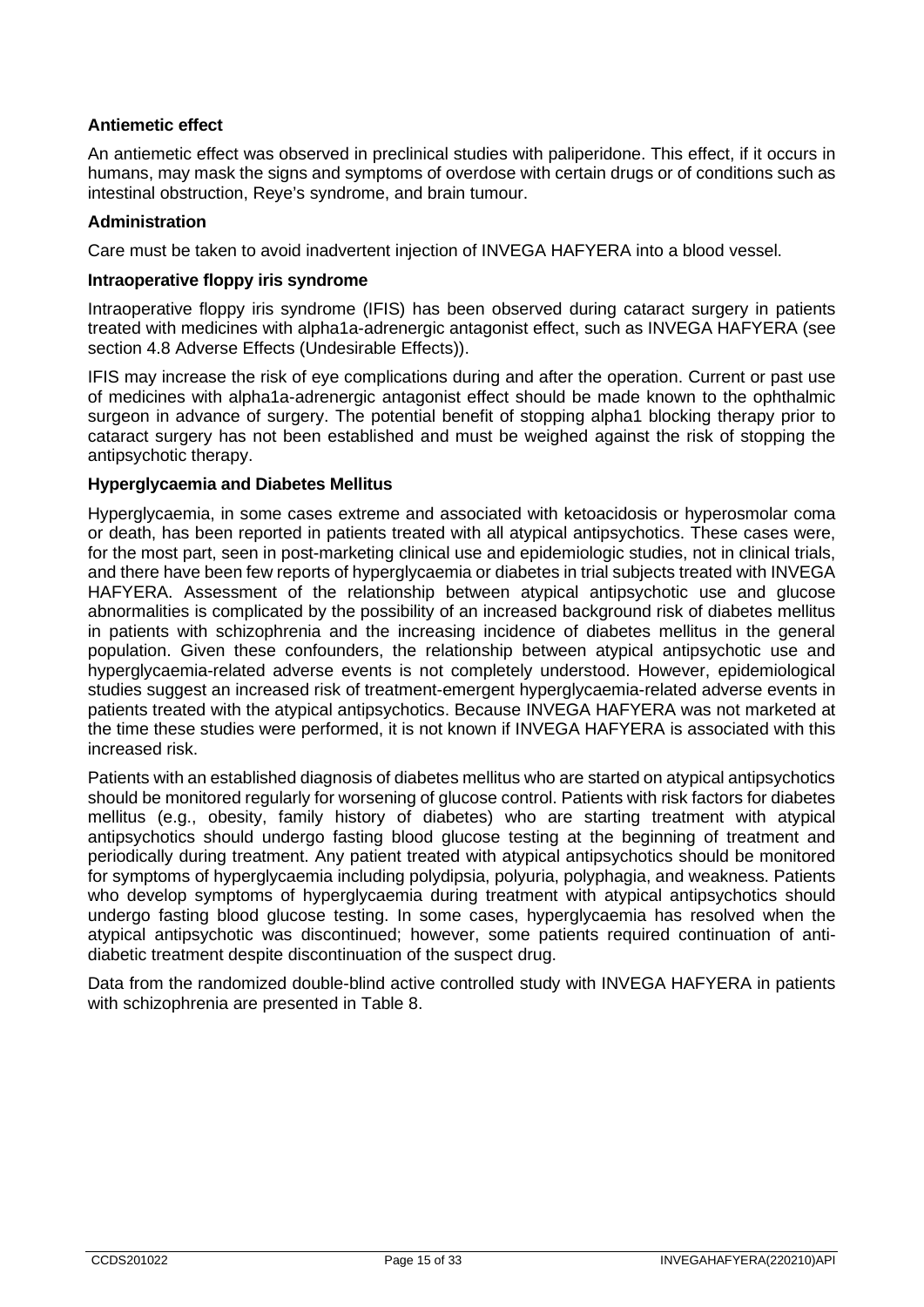**Antiemetic effect**

An antiemetic effect was observed in preclinical studies with paliperidone. This effect, if it occurs in humans, may mask the signs and symptoms of overdose with certain drugs or of conditions such as intestinal obstruction, Reye's syndrome, and brain tumour.

**Administration**

Care must be taken to avoid inadvertent injection of INVEGA HAFYERA into a blood vessel.

**Intraoperative floppy iris syndrome**

Intraoperative floppy iris syndrome (IFIS) has been observed during cataract surgery in patients treated with medicines with alpha1a-adrenergic antagonist effect, such as INVEGA HAFYERA (see section 4.8 Adverse Effects (Undesirable Effects)).

IFIS may increase the risk of eye complications during and after the operation. Current or past use of medicines with alpha1a-adrenergic antagonist effect should be made known to the ophthalmic surgeon in advance of surgery. The potential benefit of stopping alpha1 blocking therapy prior to cataract surgery has not been established and must be weighed against the risk of stopping the antipsychotic therapy.

**Hyperglycaemia and Diabetes Mellitus**

Hyperglycaemia, in some cases extreme and associated with ketoacidosis or hyperosmolar coma or death, has been reported in patients treated with all atypical antipsychotics. These cases were, for the most part, seen in post-marketing clinical use and epidemiologic studies, not in clinical trials, and there have been few reports of hyperglycaemia or diabetes in trial subjects treated with INVEGA HAFYERA. Assessment of the relationship between atypical antipsychotic use and glucose abnormalities is complicated by the possibility of an increased background risk of diabetes mellitus in patients with schizophrenia and the increasing incidence of diabetes mellitus in the general population. Given these confounders, the relationship between atypical antipsychotic use and hyperglycaemia-related adverse events is not completely understood. However, epidemiological studies suggest an increased risk of treatment-emergent hyperglycaemia-related adverse events in patients treated with the atypical antipsychotics. Because INVEGA HAFYERA was not marketed at the time these studies were performed, it is not known if INVEGA HAFYERA is associated with this increased risk.

Patients with an established diagnosis of diabetes mellitus who are started on atypical antipsychotics should be monitored regularly for worsening of glucose control. Patients with risk factors for diabetes mellitus (e.g., obesity, family history of diabetes) who are starting treatment with atypical antipsychotics should undergo fasting blood glucose testing at the beginning of treatment and periodically during treatment. Any patient treated with atypical antipsychotics should be monitored for symptoms of hyperglycaemia including polydipsia, polyuria, polyphagia, and weakness. Patients who develop symptoms of hyperglycaemia during treatment with atypical antipsychotics should undergo fasting blood glucose testing. In some cases, hyperglycaemia has resolved when the atypical antipsychotic was discontinued; however, some patients required continuation of anti-diabetic treatment despite discontinuation of the suspect drug.

Data from the randomized double-blind active controlled study with INVEGA HAFYERA in patients with schizophrenia are presented in Table 8.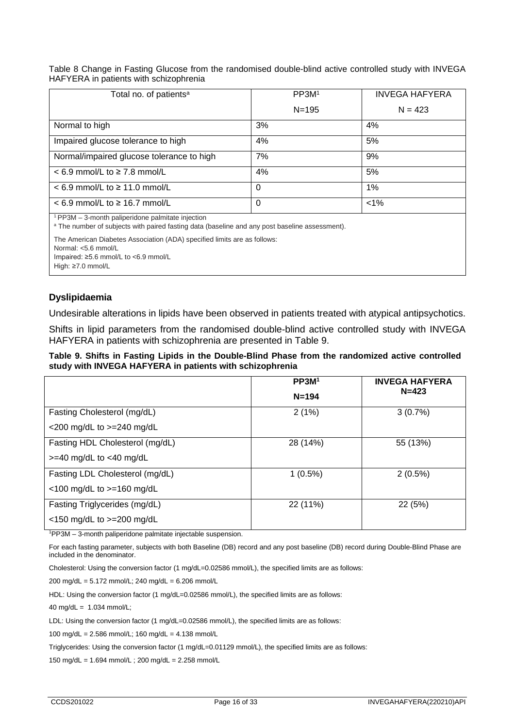Table 8 Change in Fasting Glucose from the randomised double-blind active controlled study with INVEGA HAFYERA in patients with schizophrenia

| Total no. of patients[a] | PP3M[1] N=195 | INVEGA HAFYERA N = 423 |
|---|---|---|
| Normal to high | 3% | 4% |
| Impaired glucose tolerance to high | 4% | 5% |
| Normal/impaired glucose tolerance to high | 7% | 9% |
| < 6.9 mmol/L to ≥ 7.8 mmol/L | 4% | 5% |
| < 6.9 mmol/L to ≥ 11.0 mmol/L | 0 | 1% |
| < 6.9 mmol/L to ≥ 16.7 mmol/L | 0 | <1% |

[1] PP3M – 3-month paliperidone palmitate injection
[a] The number of subjects with paired fasting data (baseline and any post baseline assessment).

The American Diabetes Association (ADA) specified limits are as follows:
Normal: <5.6 mmol/L
Impaired: ≥5.6 mmol/L to <6.9 mmol/L
High: ≥7.0 mmol/L

### Dyslipidaemia

Undesirable alterations in lipids have been observed in patients treated with atypical antipsychotics.

Shifts in lipid parameters from the randomised double-blind active controlled study with INVEGA HAFYERA in patients with schizophrenia are presented in Table 9.

**Table 9. Shifts in Fasting Lipids in the Double-Blind Phase from the randomized active controlled study with INVEGA HAFYERA in patients with schizophrenia**

| | **PP3M[1] N=194** | **INVEGA HAFYERA N=423** |
|---|---|---|
| Fasting Cholesterol (mg/dL) <200 mg/dL to >=240 mg/dL | 2 (1%) | 3 (0.7%) |
| Fasting HDL Cholesterol (mg/dL) >=40 mg/dL to <40 mg/dL | 28 (14%) | 55 (13%) |
| Fasting LDL Cholesterol (mg/dL) <100 mg/dL to >=160 mg/dL | 1 (0.5%) | 2 (0.5%) |
| Fasting Triglycerides (mg/dL) <150 mg/dL to >=200 mg/dL | 22 (11%) | 22 (5%) |

[1]PP3M – 3-month paliperidone palmitate injectable suspension.

For each fasting parameter, subjects with both Baseline (DB) record and any post baseline (DB) record during Double-Blind Phase are included in the denominator.

Cholesterol: Using the conversion factor (1 mg/dL=0.02586 mmol/L), the specified limits are as follows:

200 mg/dL = 5.172 mmol/L; 240 mg/dL = 6.206 mmol/L

HDL: Using the conversion factor (1 mg/dL=0.02586 mmol/L), the specified limits are as follows:

40 mg/dL = 1.034 mmol/L;

LDL: Using the conversion factor (1 mg/dL=0.02586 mmol/L), the specified limits are as follows:

100 mg/dL = 2.586 mmol/L; 160 mg/dL = 4.138 mmol/L

Triglycerides: Using the conversion factor (1 mg/dL=0.01129 mmol/L), the specified limits are as follows:

150 mg/dL = 1.694 mmol/L ; 200 mg/dL = 2.258 mmol/L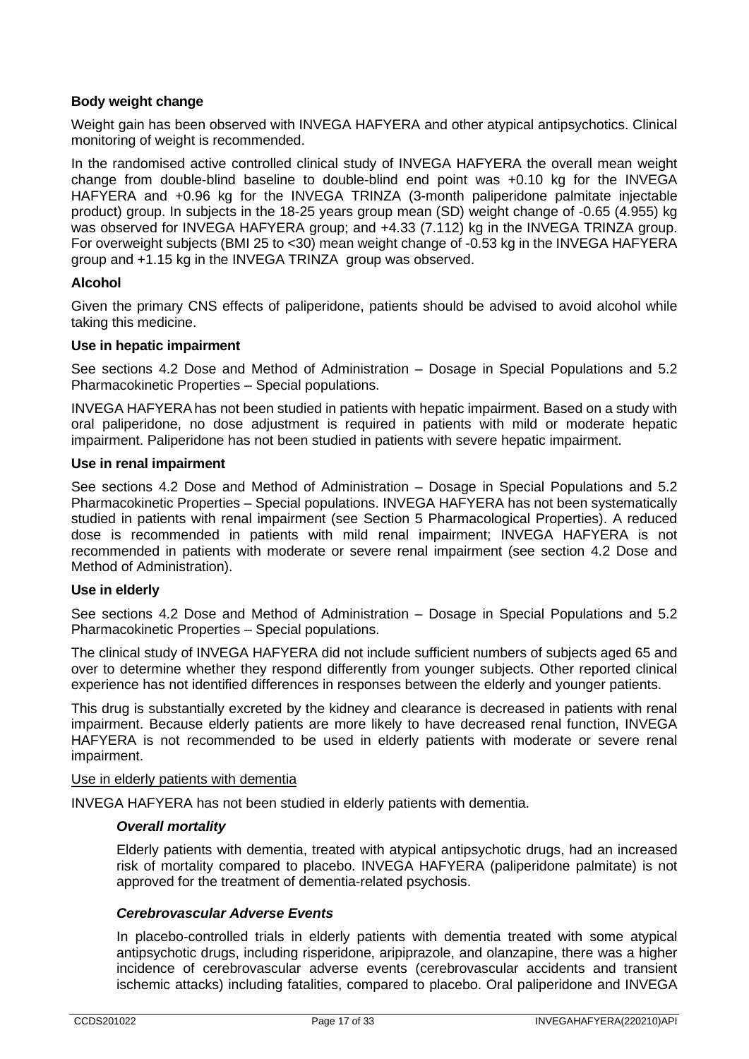**Body weight change**

Weight gain has been observed with INVEGA HAFYERA and other atypical antipsychotics. Clinical monitoring of weight is recommended.

In the randomised active controlled clinical study of INVEGA HAFYERA the overall mean weight change from double-blind baseline to double-blind end point was +0.10 kg for the INVEGA HAFYERA and +0.96 kg for the INVEGA TRINZA (3-month paliperidone palmitate injectable product) group. In subjects in the 18-25 years group mean (SD) weight change of -0.65 (4.955) kg was observed for INVEGA HAFYERA group; and +4.33 (7.112) kg in the INVEGA TRINZA group. For overweight subjects (BMI 25 to <30) mean weight change of -0.53 kg in the INVEGA HAFYERA group and +1.15 kg in the INVEGA TRINZA group was observed.

**Alcohol**

Given the primary CNS effects of paliperidone, patients should be advised to avoid alcohol while taking this medicine.

**Use in hepatic impairment**

See sections 4.2 Dose and Method of Administration – Dosage in Special Populations and 5.2 Pharmacokinetic Properties – Special populations.

INVEGA HAFYERA has not been studied in patients with hepatic impairment. Based on a study with oral paliperidone, no dose adjustment is required in patients with mild or moderate hepatic impairment. Paliperidone has not been studied in patients with severe hepatic impairment.

**Use in renal impairment**

See sections 4.2 Dose and Method of Administration – Dosage in Special Populations and 5.2 Pharmacokinetic Properties – Special populations. INVEGA HAFYERA has not been systematically studied in patients with renal impairment (see Section 5 Pharmacological Properties). A reduced dose is recommended in patients with mild renal impairment; INVEGA HAFYERA is not recommended in patients with moderate or severe renal impairment (see section 4.2 Dose and Method of Administration).

**Use in elderly**

See sections 4.2 Dose and Method of Administration – Dosage in Special Populations and 5.2 Pharmacokinetic Properties – Special populations.

The clinical study of INVEGA HAFYERA did not include sufficient numbers of subjects aged 65 and over to determine whether they respond differently from younger subjects. Other reported clinical experience has not identified differences in responses between the elderly and younger patients.

This drug is substantially excreted by the kidney and clearance is decreased in patients with renal impairment. Because elderly patients are more likely to have decreased renal function, INVEGA HAFYERA is not recommended to be used in elderly patients with moderate or severe renal impairment.

Use in elderly patients with dementia

INVEGA HAFYERA has not been studied in elderly patients with dementia.

***Overall mortality***

Elderly patients with dementia, treated with atypical antipsychotic drugs, had an increased risk of mortality compared to placebo. INVEGA HAFYERA (paliperidone palmitate) is not approved for the treatment of dementia-related psychosis.

***Cerebrovascular Adverse Events***

In placebo-controlled trials in elderly patients with dementia treated with some atypical antipsychotic drugs, including risperidone, aripiprazole, and olanzapine, there was a higher incidence of cerebrovascular adverse events (cerebrovascular accidents and transient ischemic attacks) including fatalities, compared to placebo. Oral paliperidone and INVEGA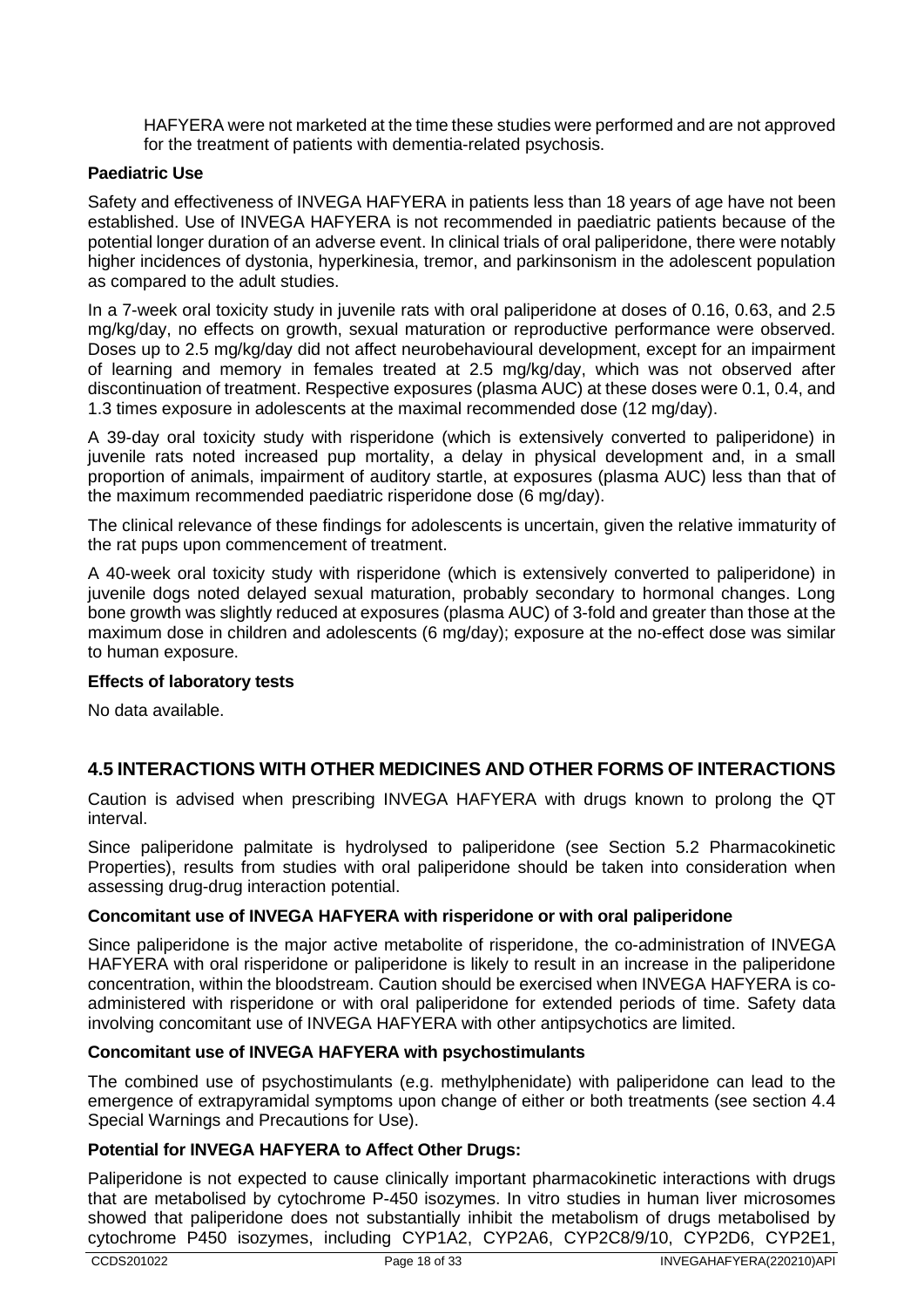HAFYERA were not marketed at the time these studies were performed and are not approved for the treatment of patients with dementia-related psychosis.

**Paediatric Use**

Safety and effectiveness of INVEGA HAFYERA in patients less than 18 years of age have not been established. Use of INVEGA HAFYERA is not recommended in paediatric patients because of the potential longer duration of an adverse event. In clinical trials of oral paliperidone, there were notably higher incidences of dystonia, hyperkinesia, tremor, and parkinsonism in the adolescent population as compared to the adult studies.

In a 7-week oral toxicity study in juvenile rats with oral paliperidone at doses of 0.16, 0.63, and 2.5 mg/kg/day, no effects on growth, sexual maturation or reproductive performance were observed. Doses up to 2.5 mg/kg/day did not affect neurobehavioural development, except for an impairment of learning and memory in females treated at 2.5 mg/kg/day, which was not observed after discontinuation of treatment. Respective exposures (plasma AUC) at these doses were 0.1, 0.4, and 1.3 times exposure in adolescents at the maximal recommended dose (12 mg/day).

A 39-day oral toxicity study with risperidone (which is extensively converted to paliperidone) in juvenile rats noted increased pup mortality, a delay in physical development and, in a small proportion of animals, impairment of auditory startle, at exposures (plasma AUC) less than that of the maximum recommended paediatric risperidone dose (6 mg/day).

The clinical relevance of these findings for adolescents is uncertain, given the relative immaturity of the rat pups upon commencement of treatment.

A 40-week oral toxicity study with risperidone (which is extensively converted to paliperidone) in juvenile dogs noted delayed sexual maturation, probably secondary to hormonal changes. Long bone growth was slightly reduced at exposures (plasma AUC) of 3-fold and greater than those at the maximum dose in children and adolescents (6 mg/day); exposure at the no-effect dose was similar to human exposure.

**Effects of laboratory tests**

No data available.

## 4.5 INTERACTIONS WITH OTHER MEDICINES AND OTHER FORMS OF INTERACTIONS

Caution is advised when prescribing INVEGA HAFYERA with drugs known to prolong the QT interval.

Since paliperidone palmitate is hydrolysed to paliperidone (see Section 5.2 Pharmacokinetic Properties), results from studies with oral paliperidone should be taken into consideration when assessing drug-drug interaction potential.

**Concomitant use of INVEGA HAFYERA with risperidone or with oral paliperidone**

Since paliperidone is the major active metabolite of risperidone, the co-administration of INVEGA HAFYERA with oral risperidone or paliperidone is likely to result in an increase in the paliperidone concentration, within the bloodstream. Caution should be exercised when INVEGA HAFYERA is co-administered with risperidone or with oral paliperidone for extended periods of time. Safety data involving concomitant use of INVEGA HAFYERA with other antipsychotics are limited.

**Concomitant use of INVEGA HAFYERA with psychostimulants**

The combined use of psychostimulants (e.g. methylphenidate) with paliperidone can lead to the emergence of extrapyramidal symptoms upon change of either or both treatments (see section 4.4 Special Warnings and Precautions for Use).

**Potential for INVEGA HAFYERA to Affect Other Drugs:**

Paliperidone is not expected to cause clinically important pharmacokinetic interactions with drugs that are metabolised by cytochrome P-450 isozymes. In vitro studies in human liver microsomes showed that paliperidone does not substantially inhibit the metabolism of drugs metabolised by cytochrome P450 isozymes, including CYP1A2, CYP2A6, CYP2C8/9/10, CYP2D6, CYP2E1,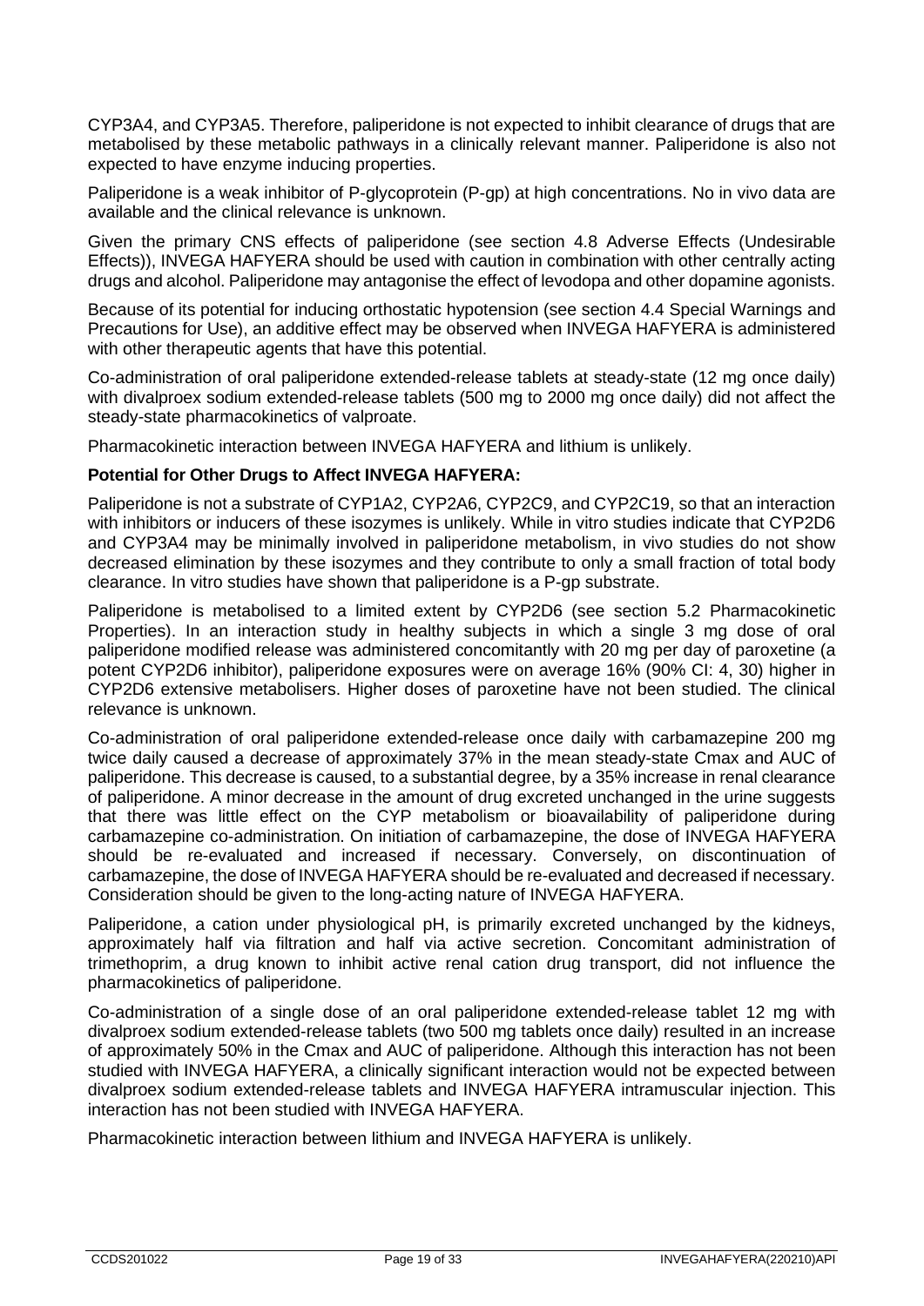CYP3A4, and CYP3A5. Therefore, paliperidone is not expected to inhibit clearance of drugs that are metabolised by these metabolic pathways in a clinically relevant manner. Paliperidone is also not expected to have enzyme inducing properties.

Paliperidone is a weak inhibitor of P-glycoprotein (P-gp) at high concentrations. No in vivo data are available and the clinical relevance is unknown.

Given the primary CNS effects of paliperidone (see section 4.8 Adverse Effects (Undesirable Effects)), INVEGA HAFYERA should be used with caution in combination with other centrally acting drugs and alcohol. Paliperidone may antagonise the effect of levodopa and other dopamine agonists.

Because of its potential for inducing orthostatic hypotension (see section 4.4 Special Warnings and Precautions for Use), an additive effect may be observed when INVEGA HAFYERA is administered with other therapeutic agents that have this potential.

Co-administration of oral paliperidone extended-release tablets at steady-state (12 mg once daily) with divalproex sodium extended-release tablets (500 mg to 2000 mg once daily) did not affect the steady-state pharmacokinetics of valproate.

Pharmacokinetic interaction between INVEGA HAFYERA and lithium is unlikely.

**Potential for Other Drugs to Affect INVEGA HAFYERA:**

Paliperidone is not a substrate of CYP1A2, CYP2A6, CYP2C9, and CYP2C19, so that an interaction with inhibitors or inducers of these isozymes is unlikely. While in vitro studies indicate that CYP2D6 and CYP3A4 may be minimally involved in paliperidone metabolism, in vivo studies do not show decreased elimination by these isozymes and they contribute to only a small fraction of total body clearance. In vitro studies have shown that paliperidone is a P-gp substrate.

Paliperidone is metabolised to a limited extent by CYP2D6 (see section 5.2 Pharmacokinetic Properties). In an interaction study in healthy subjects in which a single 3 mg dose of oral paliperidone modified release was administered concomitantly with 20 mg per day of paroxetine (a potent CYP2D6 inhibitor), paliperidone exposures were on average 16% (90% CI: 4, 30) higher in CYP2D6 extensive metabolisers. Higher doses of paroxetine have not been studied. The clinical relevance is unknown.

Co-administration of oral paliperidone extended-release once daily with carbamazepine 200 mg twice daily caused a decrease of approximately 37% in the mean steady-state Cmax and AUC of paliperidone. This decrease is caused, to a substantial degree, by a 35% increase in renal clearance of paliperidone. A minor decrease in the amount of drug excreted unchanged in the urine suggests that there was little effect on the CYP metabolism or bioavailability of paliperidone during carbamazepine co-administration. On initiation of carbamazepine, the dose of INVEGA HAFYERA should be re-evaluated and increased if necessary. Conversely, on discontinuation of carbamazepine, the dose of INVEGA HAFYERA should be re-evaluated and decreased if necessary. Consideration should be given to the long-acting nature of INVEGA HAFYERA.

Paliperidone, a cation under physiological pH, is primarily excreted unchanged by the kidneys, approximately half via filtration and half via active secretion. Concomitant administration of trimethoprim, a drug known to inhibit active renal cation drug transport, did not influence the pharmacokinetics of paliperidone.

Co-administration of a single dose of an oral paliperidone extended-release tablet 12 mg with divalproex sodium extended-release tablets (two 500 mg tablets once daily) resulted in an increase of approximately 50% in the Cmax and AUC of paliperidone. Although this interaction has not been studied with INVEGA HAFYERA, a clinically significant interaction would not be expected between divalproex sodium extended-release tablets and INVEGA HAFYERA intramuscular injection. This interaction has not been studied with INVEGA HAFYERA.

Pharmacokinetic interaction between lithium and INVEGA HAFYERA is unlikely.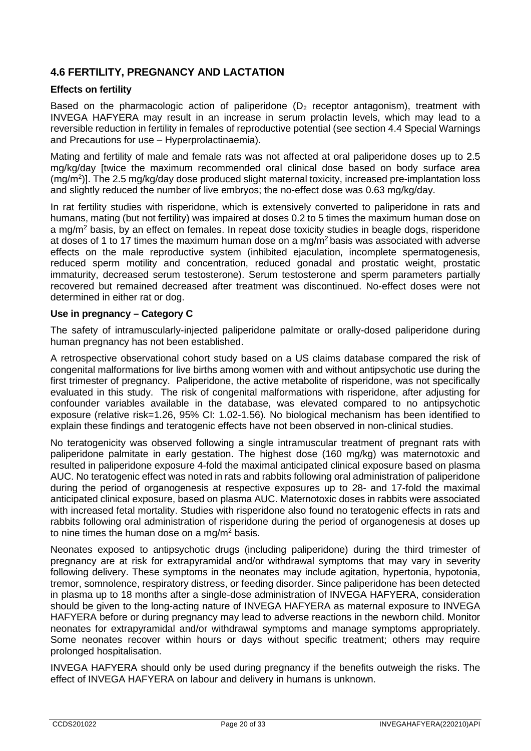## 4.6 FERTILITY, PREGNANCY AND LACTATION

### Effects on fertility

Based on the pharmacologic action of paliperidone ($D_2$ receptor antagonism), treatment with INVEGA HAFYERA may result in an increase in serum prolactin levels, which may lead to a reversible reduction in fertility in females of reproductive potential (see section 4.4 Special Warnings and Precautions for use – Hyperprolactinaemia).

Mating and fertility of male and female rats was not affected at oral paliperidone doses up to 2.5 mg/kg/day [twice the maximum recommended oral clinical dose based on body surface area ($mg/m^2$)]. The 2.5 mg/kg/day dose produced slight maternal toxicity, increased pre-implantation loss and slightly reduced the number of live embryos; the no-effect dose was 0.63 mg/kg/day.

In rat fertility studies with risperidone, which is extensively converted to paliperidone in rats and humans, mating (but not fertility) was impaired at doses 0.2 to 5 times the maximum human dose on a $mg/m^2$ basis, by an effect on females. In repeat dose toxicity studies in beagle dogs, risperidone at doses of 1 to 17 times the maximum human dose on a $mg/m^2$ basis was associated with adverse effects on the male reproductive system (inhibited ejaculation, incomplete spermatogenesis, reduced sperm motility and concentration, reduced gonadal and prostatic weight, prostatic immaturity, decreased serum testosterone). Serum testosterone and sperm parameters partially recovered but remained decreased after treatment was discontinued. No-effect doses were not determined in either rat or dog.

### Use in pregnancy – Category C

The safety of intramuscularly-injected paliperidone palmitate or orally-dosed paliperidone during human pregnancy has not been established.

A retrospective observational cohort study based on a US claims database compared the risk of congenital malformations for live births among women with and without antipsychotic use during the first trimester of pregnancy. Paliperidone, the active metabolite of risperidone, was not specifically evaluated in this study. The risk of congenital malformations with risperidone, after adjusting for confounder variables available in the database, was elevated compared to no antipsychotic exposure (relative risk=1.26, 95% CI: 1.02-1.56). No biological mechanism has been identified to explain these findings and teratogenic effects have not been observed in non-clinical studies.

No teratogenicity was observed following a single intramuscular treatment of pregnant rats with paliperidone palmitate in early gestation. The highest dose (160 mg/kg) was maternotoxic and resulted in paliperidone exposure 4-fold the maximal anticipated clinical exposure based on plasma AUC. No teratogenic effect was noted in rats and rabbits following oral administration of paliperidone during the period of organogenesis at respective exposures up to 28- and 17-fold the maximal anticipated clinical exposure, based on plasma AUC. Maternotoxic doses in rabbits were associated with increased fetal mortality. Studies with risperidone also found no teratogenic effects in rats and rabbits following oral administration of risperidone during the period of organogenesis at doses up to nine times the human dose on a $mg/m^2$ basis.

Neonates exposed to antipsychotic drugs (including paliperidone) during the third trimester of pregnancy are at risk for extrapyramidal and/or withdrawal symptoms that may vary in severity following delivery. These symptoms in the neonates may include agitation, hypertonia, hypotonia, tremor, somnolence, respiratory distress, or feeding disorder. Since paliperidone has been detected in plasma up to 18 months after a single-dose administration of INVEGA HAFYERA, consideration should be given to the long-acting nature of INVEGA HAFYERA as maternal exposure to INVEGA HAFYERA before or during pregnancy may lead to adverse reactions in the newborn child. Monitor neonates for extrapyramidal and/or withdrawal symptoms and manage symptoms appropriately. Some neonates recover within hours or days without specific treatment; others may require prolonged hospitalisation.

INVEGA HAFYERA should only be used during pregnancy if the benefits outweigh the risks. The effect of INVEGA HAFYERA on labour and delivery in humans is unknown.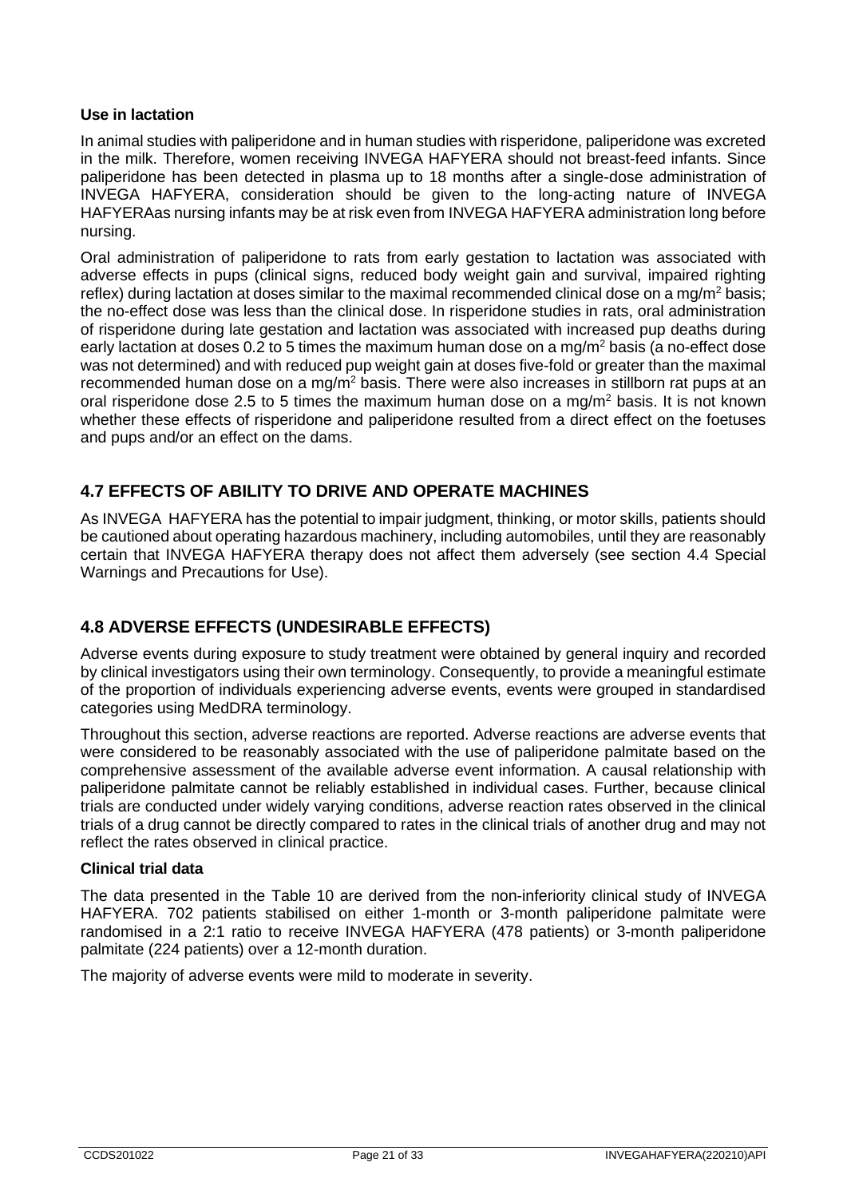**Use in lactation**

In animal studies with paliperidone and in human studies with risperidone, paliperidone was excreted in the milk. Therefore, women receiving INVEGA HAFYERA should not breast-feed infants. Since paliperidone has been detected in plasma up to 18 months after a single-dose administration of INVEGA HAFYERA, consideration should be given to the long-acting nature of INVEGA HAFYERAas nursing infants may be at risk even from INVEGA HAFYERA administration long before nursing.

Oral administration of paliperidone to rats from early gestation to lactation was associated with adverse effects in pups (clinical signs, reduced body weight gain and survival, impaired righting reflex) during lactation at doses similar to the maximal recommended clinical dose on a mg/m$^2$ basis; the no-effect dose was less than the clinical dose. In risperidone studies in rats, oral administration of risperidone during late gestation and lactation was associated with increased pup deaths during early lactation at doses 0.2 to 5 times the maximum human dose on a mg/m$^2$ basis (a no-effect dose was not determined) and with reduced pup weight gain at doses five-fold or greater than the maximal recommended human dose on a mg/m$^2$ basis. There were also increases in stillborn rat pups at an oral risperidone dose 2.5 to 5 times the maximum human dose on a mg/m$^2$ basis. It is not known whether these effects of risperidone and paliperidone resulted from a direct effect on the foetuses and pups and/or an effect on the dams.

## 4.7 EFFECTS OF ABILITY TO DRIVE AND OPERATE MACHINES

As INVEGA HAFYERA has the potential to impair judgment, thinking, or motor skills, patients should be cautioned about operating hazardous machinery, including automobiles, until they are reasonably certain that INVEGA HAFYERA therapy does not affect them adversely (see section 4.4 Special Warnings and Precautions for Use).

## 4.8 ADVERSE EFFECTS (UNDESIRABLE EFFECTS)

Adverse events during exposure to study treatment were obtained by general inquiry and recorded by clinical investigators using their own terminology. Consequently, to provide a meaningful estimate of the proportion of individuals experiencing adverse events, events were grouped in standardised categories using MedDRA terminology.

Throughout this section, adverse reactions are reported. Adverse reactions are adverse events that were considered to be reasonably associated with the use of paliperidone palmitate based on the comprehensive assessment of the available adverse event information. A causal relationship with paliperidone palmitate cannot be reliably established in individual cases. Further, because clinical trials are conducted under widely varying conditions, adverse reaction rates observed in the clinical trials of a drug cannot be directly compared to rates in the clinical trials of another drug and may not reflect the rates observed in clinical practice.

**Clinical trial data**

The data presented in the Table 10 are derived from the non-inferiority clinical study of INVEGA HAFYERA. 702 patients stabilised on either 1-month or 3-month paliperidone palmitate were randomised in a 2:1 ratio to receive INVEGA HAFYERA (478 patients) or 3-month paliperidone palmitate (224 patients) over a 12-month duration.

The majority of adverse events were mild to moderate in severity.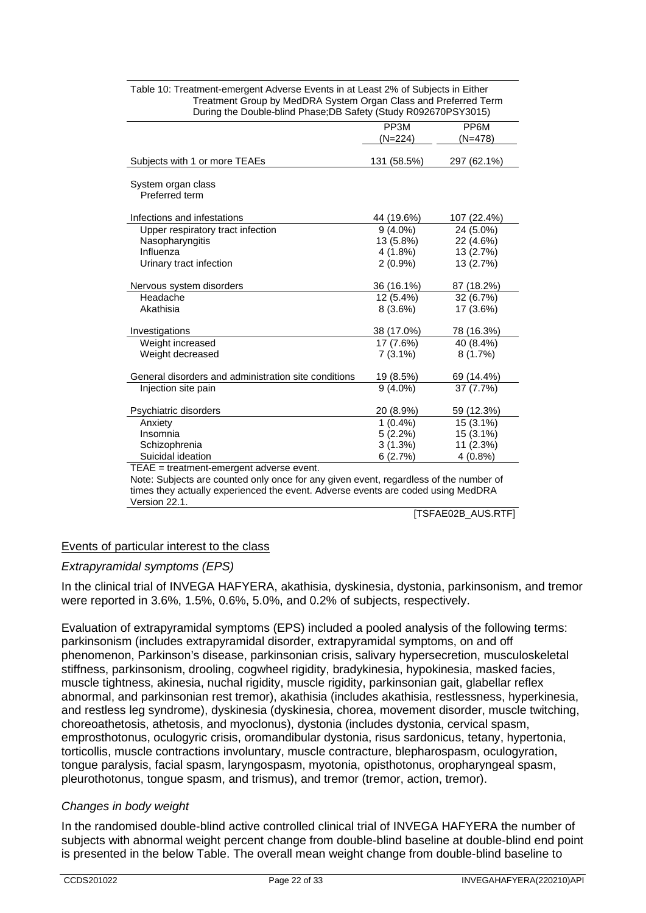Table 10: Treatment-emergent Adverse Events in at Least 2% of Subjects in Either Treatment Group by MedDRA System Organ Class and Preferred Term During the Double-blind Phase;DB Safety (Study R092670PSY3015)

| | PP3M (N=224) | PP6M (N=478) |
|---|---|---|
| Subjects with 1 or more TEAEs | 131 (58.5%) | 297 (62.1%) |
| System organ class<br>Preferred term | | |
| Infections and infestations | 44 (19.6%) | 107 (22.4%) |
| Upper respiratory tract infection | 9 (4.0%) | 24 (5.0%) |
| Nasopharyngitis | 13 (5.8%) | 22 (4.6%) |
| Influenza | 4 (1.8%) | 13 (2.7%) |
| Urinary tract infection | 2 (0.9%) | 13 (2.7%) |
| Nervous system disorders | 36 (16.1%) | 87 (18.2%) |
| Headache | 12 (5.4%) | 32 (6.7%) |
| Akathisia | 8 (3.6%) | 17 (3.6%) |
| Investigations | 38 (17.0%) | 78 (16.3%) |
| Weight increased | 17 (7.6%) | 40 (8.4%) |
| Weight decreased | 7 (3.1%) | 8 (1.7%) |
| General disorders and administration site conditions | 19 (8.5%) | 69 (14.4%) |
| Injection site pain | 9 (4.0%) | 37 (7.7%) |
| Psychiatric disorders | 20 (8.9%) | 59 (12.3%) |
| Anxiety | 1 (0.4%) | 15 (3.1%) |
| Insomnia | 5 (2.2%) | 15 (3.1%) |
| Schizophrenia | 3 (1.3%) | 11 (2.3%) |
| Suicidal ideation | 6 (2.7%) | 4 (0.8%) |

TEAE = treatment-emergent adverse event.
Note: Subjects are counted only once for any given event, regardless of the number of times they actually experienced the event. Adverse events are coded using MedDRA Version 22.1.

[TSFAE02B_AUS.RTF]

## Events of particular interest to the class

### *Extrapyramidal symptoms (EPS)*

In the clinical trial of INVEGA HAFYERA, akathisia, dyskinesia, dystonia, parkinsonism, and tremor were reported in 3.6%, 1.5%, 0.6%, 5.0%, and 0.2% of subjects, respectively.

Evaluation of extrapyramidal symptoms (EPS) included a pooled analysis of the following terms: parkinsonism (includes extrapyramidal disorder, extrapyramidal symptoms, on and off phenomenon, Parkinson's disease, parkinsonian crisis, salivary hypersecretion, musculoskeletal stiffness, parkinsonism, drooling, cogwheel rigidity, bradykinesia, hypokinesia, masked facies, muscle tightness, akinesia, nuchal rigidity, muscle rigidity, parkinsonian gait, glabellar reflex abnormal, and parkinsonian rest tremor), akathisia (includes akathisia, restlessness, hyperkinesia, and restless leg syndrome), dyskinesia (dyskinesia, chorea, movement disorder, muscle twitching, choreoathetosis, athetosis, and myoclonus), dystonia (includes dystonia, cervical spasm, emprosthotonus, oculogyric crisis, oromandibular dystonia, risus sardonicus, tetany, hypertonia, torticollis, muscle contractions involuntary, muscle contracture, blepharospasm, oculogyration, tongue paralysis, facial spasm, laryngospasm, myotonia, opisthotonus, oropharyngeal spasm, pleurothotonus, tongue spasm, and trismus), and tremor (tremor, action, tremor).

### *Changes in body weight*

In the randomised double-blind active controlled clinical trial of INVEGA HAFYERA the number of subjects with abnormal weight percent change from double-blind baseline at double-blind end point is presented in the below Table. The overall mean weight change from double-blind baseline to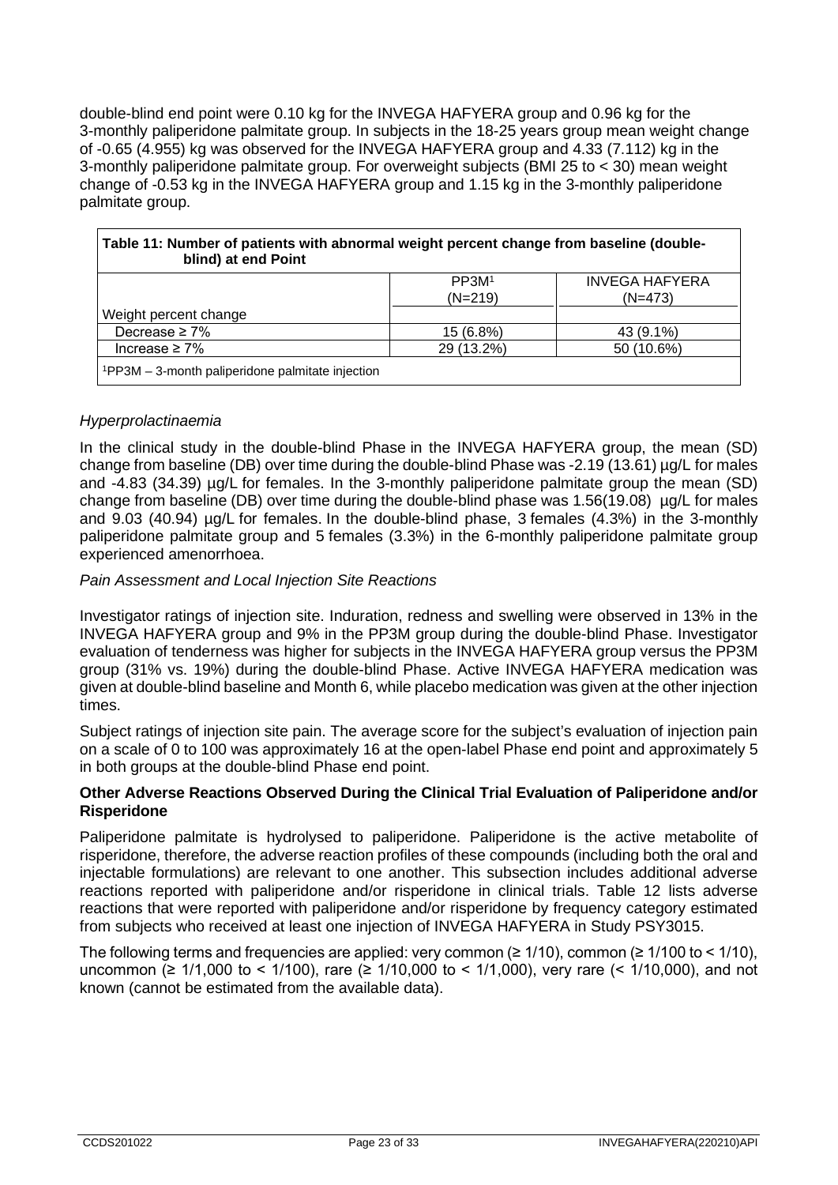double-blind end point were 0.10 kg for the INVEGA HAFYERA group and 0.96 kg for the 3-monthly paliperidone palmitate group. In subjects in the 18-25 years group mean weight change of -0.65 (4.955) kg was observed for the INVEGA HAFYERA group and 4.33 (7.112) kg in the 3-monthly paliperidone palmitate group. For overweight subjects (BMI 25 to < 30) mean weight change of -0.53 kg in the INVEGA HAFYERA group and 1.15 kg in the 3-monthly paliperidone palmitate group.

**Table 11: Number of patients with abnormal weight percent change from baseline (double-blind) at end Point**

| | PP3M[1] (N=219) | INVEGA HAFYERA (N=473) |
|---|---|---|
| Weight percent change | | |
| Decrease ≥ 7% | 15 (6.8%) | 43 (9.1%) |
| Increase ≥ 7% | 29 (13.2%) | 50 (10.6%) |

[1]PP3M – 3-month paliperidone palmitate injection

*Hyperprolactinaemia*

In the clinical study in the double-blind Phase in the INVEGA HAFYERA group, the mean (SD) change from baseline (DB) over time during the double-blind Phase was -2.19 (13.61) µg/L for males and -4.83 (34.39) µg/L for females. In the 3-monthly paliperidone palmitate group the mean (SD) change from baseline (DB) over time during the double-blind phase was 1.56(19.08) µg/L for males and 9.03 (40.94) µg/L for females. In the double-blind phase, 3 females (4.3%) in the 3-monthly paliperidone palmitate group and 5 females (3.3%) in the 6-monthly paliperidone palmitate group experienced amenorrhoea.

*Pain Assessment and Local Injection Site Reactions*

Investigator ratings of injection site. Induration, redness and swelling were observed in 13% in the INVEGA HAFYERA group and 9% in the PP3M group during the double-blind Phase. Investigator evaluation of tenderness was higher for subjects in the INVEGA HAFYERA group versus the PP3M group (31% vs. 19%) during the double-blind Phase. Active INVEGA HAFYERA medication was given at double-blind baseline and Month 6, while placebo medication was given at the other injection times.

Subject ratings of injection site pain. The average score for the subject's evaluation of injection pain on a scale of 0 to 100 was approximately 16 at the open-label Phase end point and approximately 5 in both groups at the double-blind Phase end point.

**Other Adverse Reactions Observed During the Clinical Trial Evaluation of Paliperidone and/or Risperidone**

Paliperidone palmitate is hydrolysed to paliperidone. Paliperidone is the active metabolite of risperidone, therefore, the adverse reaction profiles of these compounds (including both the oral and injectable formulations) are relevant to one another. This subsection includes additional adverse reactions reported with paliperidone and/or risperidone in clinical trials. Table 12 lists adverse reactions that were reported with paliperidone and/or risperidone by frequency category estimated from subjects who received at least one injection of INVEGA HAFYERA in Study PSY3015.

The following terms and frequencies are applied: very common (≥ 1/10), common (≥ 1/100 to < 1/10), uncommon (≥ 1/1,000 to < 1/100), rare (≥ 1/10,000 to < 1/1,000), very rare (< 1/10,000), and not known (cannot be estimated from the available data).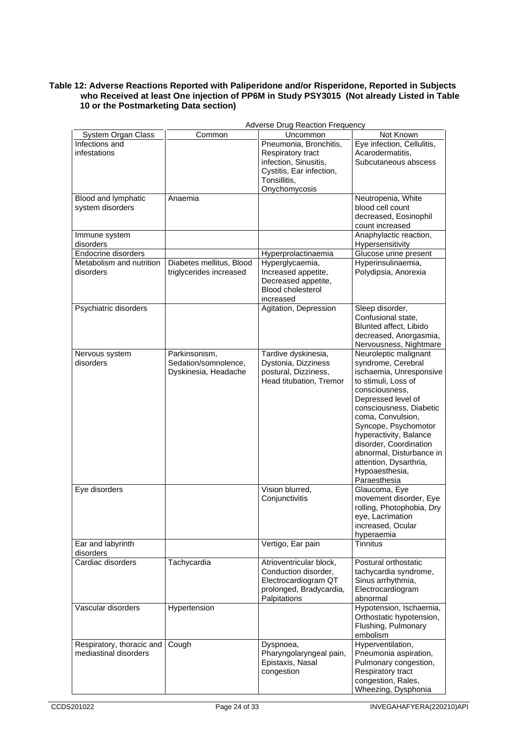**Table 12: Adverse Reactions Reported with Paliperidone and/or Risperidone, Reported in Subjects who Received at least One injection of PP6M in Study PSY3015 (Not already Listed in Table 10 or the Postmarketing Data section)**

| | Adverse Drug Reaction Frequency | | |
|---|---|---|---|
| System Organ Class | Common | Uncommon | Not Known |
| Infections and infestations | | Pneumonia, Bronchitis, Respiratory tract infection, Sinusitis, Cystitis, Ear infection, Tonsillitis, Onychomycosis | Eye infection, Cellulitis, Acarodermatitis, Subcutaneous abscess |
| Blood and lymphatic system disorders | Anaemia | | Neutropenia, White blood cell count decreased, Eosinophil count increased |
| Immune system disorders | | | Anaphylactic reaction, Hypersensitivity |
| Endocrine disorders | | Hyperprolactinaemia | Glucose urine present |
| Metabolism and nutrition disorders | Diabetes mellitus, Blood triglycerides increased | Hyperglycaemia, Increased appetite, Decreased appetite, Blood cholesterol increased | Hyperinsulinaemia, Polydipsia, Anorexia |
| Psychiatric disorders | | Agitation, Depression | Sleep disorder, Confusional state, Blunted affect, Libido decreased, Anorgasmia, Nervousness, Nightmare |
| Nervous system disorders | Parkinsonism, Sedation/somnolence, Dyskinesia, Headache | Tardive dyskinesia, Dystonia, Dizziness postural, Dizziness, Head titubation, Tremor | Neuroleptic malignant syndrome, Cerebral ischaemia, Unresponsive to stimuli, Loss of consciousness, Depressed level of consciousness, Diabetic coma, Convulsion, Syncope, Psychomotor hyperactivity, Balance disorder, Coordination abnormal, Disturbance in attention, Dysarthria, Hypoaesthesia, Paraesthesia |
| Eye disorders | | Vision blurred, Conjunctivitis | Glaucoma, Eye movement disorder, Eye rolling, Photophobia, Dry eye, Lacrimation increased, Ocular hyperaemia |
| Ear and labyrinth disorders | | Vertigo, Ear pain | Tinnitus |
| Cardiac disorders | Tachycardia | Atrioventricular block, Conduction disorder, Electrocardiogram QT prolonged, Bradycardia, Palpitations | Postural orthostatic tachycardia syndrome, Sinus arrhythmia, Electrocardiogram abnormal |
| Vascular disorders | Hypertension | | Hypotension, Ischaemia, Orthostatic hypotension, Flushing, Pulmonary embolism |
| Respiratory, thoracic and mediastinal disorders | Cough | Dyspnoea, Pharyngolaryngeal pain, Epistaxis, Nasal congestion | Hyperventilation, Pneumonia aspiration, Pulmonary congestion, Respiratory tract congestion, Rales, Wheezing, Dysphonia |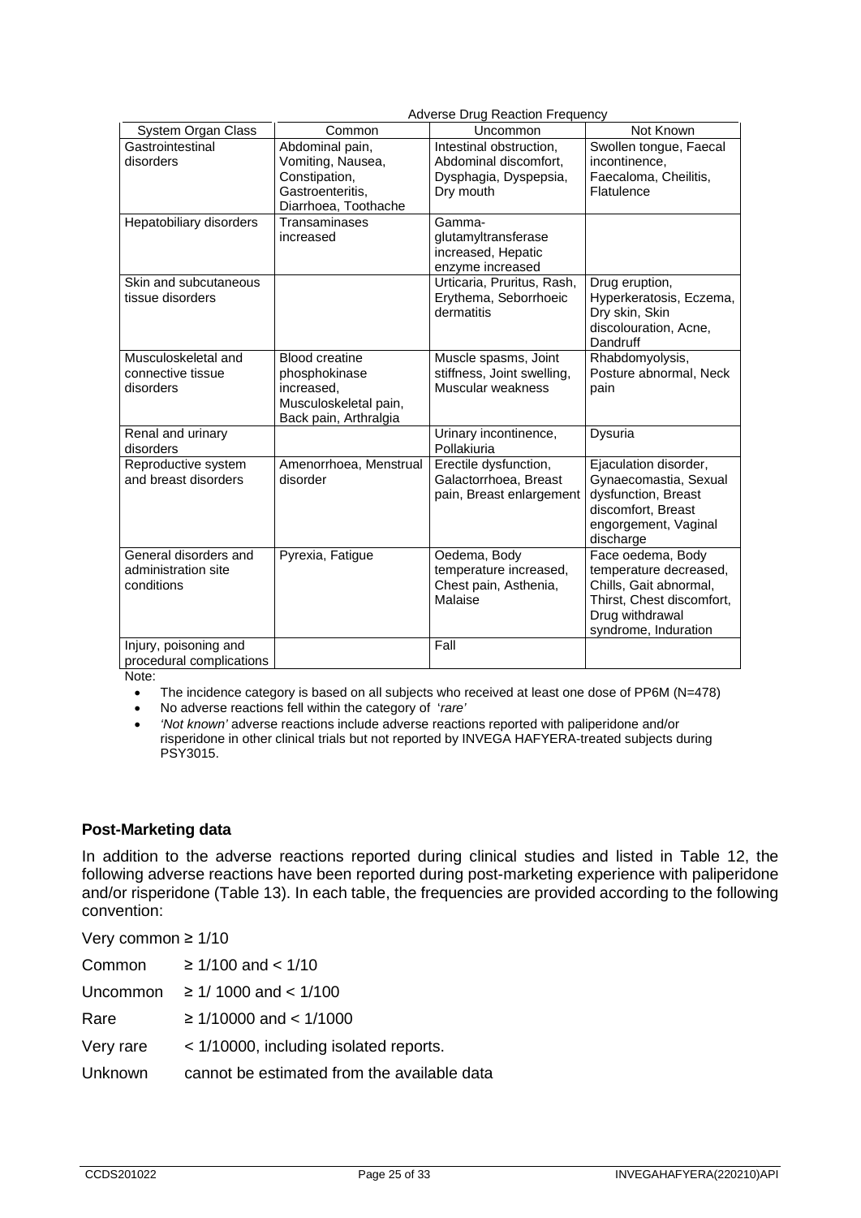| System Organ Class | Adverse Drug Reaction Frequency | | |
|---|---|---|---|
| | Common | Uncommon | Not Known |
| Gastrointestinal disorders | Abdominal pain, Vomiting, Nausea, Constipation, Gastroenteritis, Diarrhoea, Toothache | Intestinal obstruction, Abdominal discomfort, Dysphagia, Dyspepsia, Dry mouth | Swollen tongue, Faecal incontinence, Faecaloma, Cheilitis, Flatulence |
| Hepatobiliary disorders | Transaminases increased | Gamma-glutamyltransferase increased, Hepatic enzyme increased | |
| Skin and subcutaneous tissue disorders | | Urticaria, Pruritus, Rash, Erythema, Seborrhoeic dermatitis | Drug eruption, Hyperkeratosis, Eczema, Dry skin, Skin discolouration, Acne, Dandruff |
| Musculoskeletal and connective tissue disorders | Blood creatine phosphokinase increased, Musculoskeletal pain, Back pain, Arthralgia | Muscle spasms, Joint stiffness, Joint swelling, Muscular weakness | Rhabdomyolysis, Posture abnormal, Neck pain |
| Renal and urinary disorders | | Urinary incontinence, Pollakiuria | Dysuria |
| Reproductive system and breast disorders | Amenorrhoea, Menstrual disorder | Erectile dysfunction, Galactorrhoea, Breast pain, Breast enlargement | Ejaculation disorder, Gynaecomastia, Sexual dysfunction, Breast discomfort, Breast engorgement, Vaginal discharge |
| General disorders and administration site conditions | Pyrexia, Fatigue | Oedema, Body temperature increased, Chest pain, Asthenia, Malaise | Face oedema, Body temperature decreased, Chills, Gait abnormal, Thirst, Chest discomfort, Drug withdrawal syndrome, Induration |
| Injury, poisoning and procedural complications | | Fall | |

Note:

- The incidence category is based on all subjects who received at least one dose of PP6M (N=478)
- No adverse reactions fell within the category of '*rare*'
- *'Not known'* adverse reactions include adverse reactions reported with paliperidone and/or risperidone in other clinical trials but not reported by INVEGA HAFYERA-treated subjects during PSY3015.

### Post-Marketing data

In addition to the adverse reactions reported during clinical studies and listed in Table 12, the following adverse reactions have been reported during post-marketing experience with paliperidone and/or risperidone (Table 13). In each table, the frequencies are provided according to the following convention:

Very common ≥ 1/10

| | |
|---|---|
| Common | ≥ 1/100 and < 1/10 |
| Uncommon | ≥ 1/ 1000 and < 1/100 |
| Rare | ≥ 1/10000 and < 1/1000 |
| Very rare | < 1/10000, including isolated reports. |
| Unknown | cannot be estimated from the available data |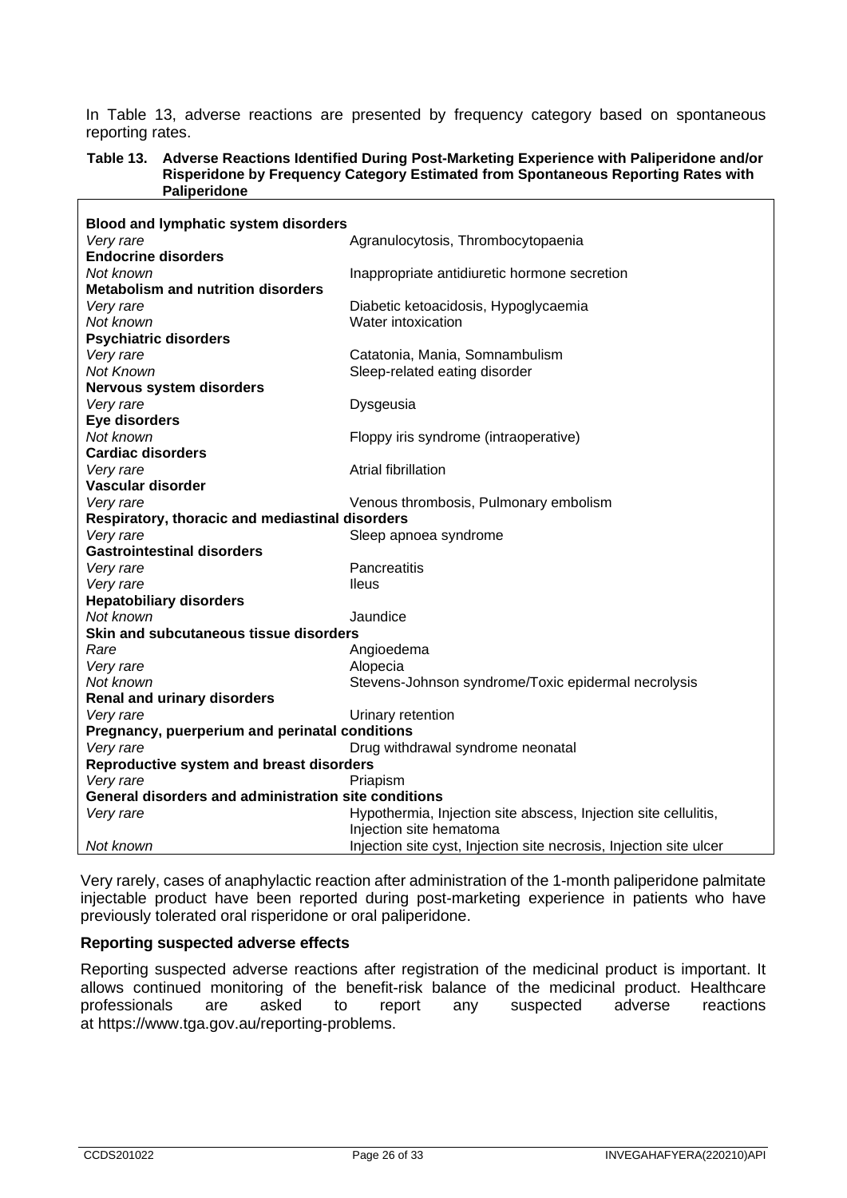In Table 13, adverse reactions are presented by frequency category based on spontaneous reporting rates.

**Table 13. Adverse Reactions Identified During Post-Marketing Experience with Paliperidone and/or Risperidone by Frequency Category Estimated from Spontaneous Reporting Rates with Paliperidone**

| | |
|---|---|
| **Blood and lymphatic system disorders** | |
| *Very rare* | Agranulocytosis, Thrombocytopaenia |
| **Endocrine disorders** | |
| *Not known* | Inappropriate antidiuretic hormone secretion |
| **Metabolism and nutrition disorders** | |
| *Very rare* | Diabetic ketoacidosis, Hypoglycaemia |
| *Not known* | Water intoxication |
| **Psychiatric disorders** | |
| *Very rare* | Catatonia, Mania, Somnambulism |
| *Not Known* | Sleep-related eating disorder |
| **Nervous system disorders** | |
| *Very rare* | Dysgeusia |
| **Eye disorders** | |
| *Not known* | Floppy iris syndrome (intraoperative) |
| **Cardiac disorders** | |
| *Very rare* | Atrial fibrillation |
| **Vascular disorder** | |
| *Very rare* | Venous thrombosis, Pulmonary embolism |
| **Respiratory, thoracic and mediastinal disorders** | |
| *Very rare* | Sleep apnoea syndrome |
| **Gastrointestinal disorders** | |
| *Very rare* | Pancreatitis |
| *Very rare* | Ileus |
| **Hepatobiliary disorders** | |
| *Not known* | Jaundice |
| **Skin and subcutaneous tissue disorders** | |
| *Rare* | Angioedema |
| *Very rare* | Alopecia |
| *Not known* | Stevens-Johnson syndrome/Toxic epidermal necrolysis |
| **Renal and urinary disorders** | |
| *Very rare* | Urinary retention |
| **Pregnancy, puerperium and perinatal conditions** | |
| *Very rare* | Drug withdrawal syndrome neonatal |
| **Reproductive system and breast disorders** | |
| *Very rare* | Priapism |
| **General disorders and administration site conditions** | |
| *Very rare* | Hypothermia, Injection site abscess, Injection site cellulitis, Injection site hematoma |
| *Not known* | Injection site cyst, Injection site necrosis, Injection site ulcer |

Very rarely, cases of anaphylactic reaction after administration of the 1-month paliperidone palmitate injectable product have been reported during post-marketing experience in patients who have previously tolerated oral risperidone or oral paliperidone.

### Reporting suspected adverse effects

Reporting suspected adverse reactions after registration of the medicinal product is important. It allows continued monitoring of the benefit-risk balance of the medicinal product. Healthcare professionals are asked to report any suspected adverse reactions at https://www.tga.gov.au/reporting-problems.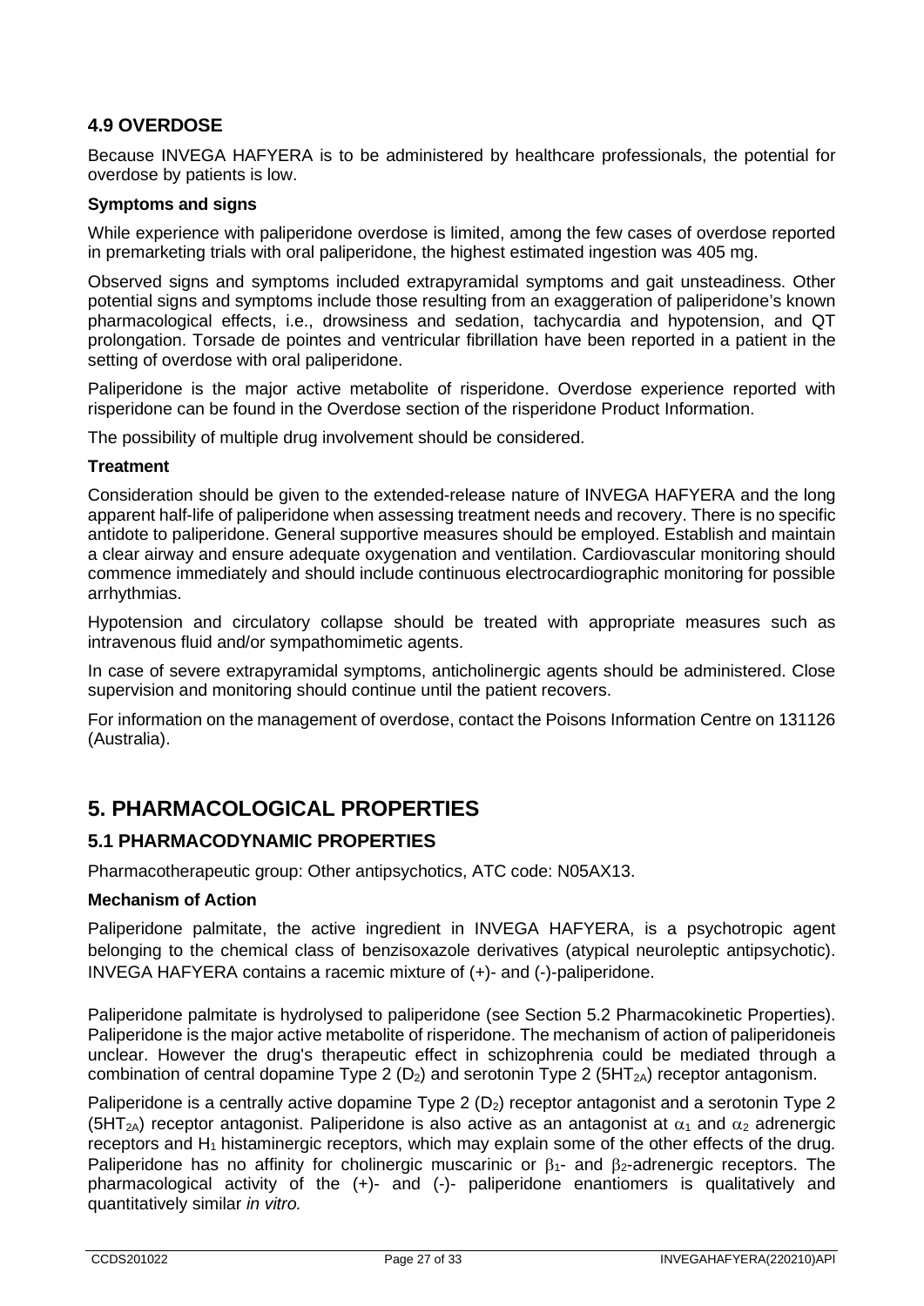## 4.9 OVERDOSE

Because INVEGA HAFYERA is to be administered by healthcare professionals, the potential for overdose by patients is low.

**Symptoms and signs**

While experience with paliperidone overdose is limited, among the few cases of overdose reported in premarketing trials with oral paliperidone, the highest estimated ingestion was 405 mg.

Observed signs and symptoms included extrapyramidal symptoms and gait unsteadiness. Other potential signs and symptoms include those resulting from an exaggeration of paliperidone's known pharmacological effects, i.e., drowsiness and sedation, tachycardia and hypotension, and QT prolongation. Torsade de pointes and ventricular fibrillation have been reported in a patient in the setting of overdose with oral paliperidone.

Paliperidone is the major active metabolite of risperidone. Overdose experience reported with risperidone can be found in the Overdose section of the risperidone Product Information.

The possibility of multiple drug involvement should be considered.

**Treatment**

Consideration should be given to the extended-release nature of INVEGA HAFYERA and the long apparent half-life of paliperidone when assessing treatment needs and recovery. There is no specific antidote to paliperidone. General supportive measures should be employed. Establish and maintain a clear airway and ensure adequate oxygenation and ventilation. Cardiovascular monitoring should commence immediately and should include continuous electrocardiographic monitoring for possible arrhythmias.

Hypotension and circulatory collapse should be treated with appropriate measures such as intravenous fluid and/or sympathomimetic agents.

In case of severe extrapyramidal symptoms, anticholinergic agents should be administered. Close supervision and monitoring should continue until the patient recovers.

For information on the management of overdose, contact the Poisons Information Centre on 131126 (Australia).

# 5. PHARMACOLOGICAL PROPERTIES

## 5.1 PHARMACODYNAMIC PROPERTIES

Pharmacotherapeutic group: Other antipsychotics, ATC code: N05AX13.

**Mechanism of Action**

Paliperidone palmitate, the active ingredient in INVEGA HAFYERA, is a psychotropic agent belonging to the chemical class of benzisoxazole derivatives (atypical neuroleptic antipsychotic). INVEGA HAFYERA contains a racemic mixture of (+)- and (-)-paliperidone.

Paliperidone palmitate is hydrolysed to paliperidone (see Section 5.2 Pharmacokinetic Properties). Paliperidone is the major active metabolite of risperidone. The mechanism of action of paliperidoneis unclear. However the drug's therapeutic effect in schizophrenia could be mediated through a combination of central dopamine Type 2 ($D_2$) and serotonin Type 2 ($5HT_{2A}$) receptor antagonism.

Paliperidone is a centrally active dopamine Type 2 ($D_2$) receptor antagonist and a serotonin Type 2 ($5HT_{2A}$) receptor antagonist. Paliperidone is also active as an antagonist at $\alpha_1$ and $\alpha_2$ adrenergic receptors and $H_1$ histaminergic receptors, which may explain some of the other effects of the drug. Paliperidone has no affinity for cholinergic muscarinic or $\beta_1$- and $\beta_2$-adrenergic receptors. The pharmacological activity of the (+)- and (-)- paliperidone enantiomers is qualitatively and quantitatively similar *in vitro.*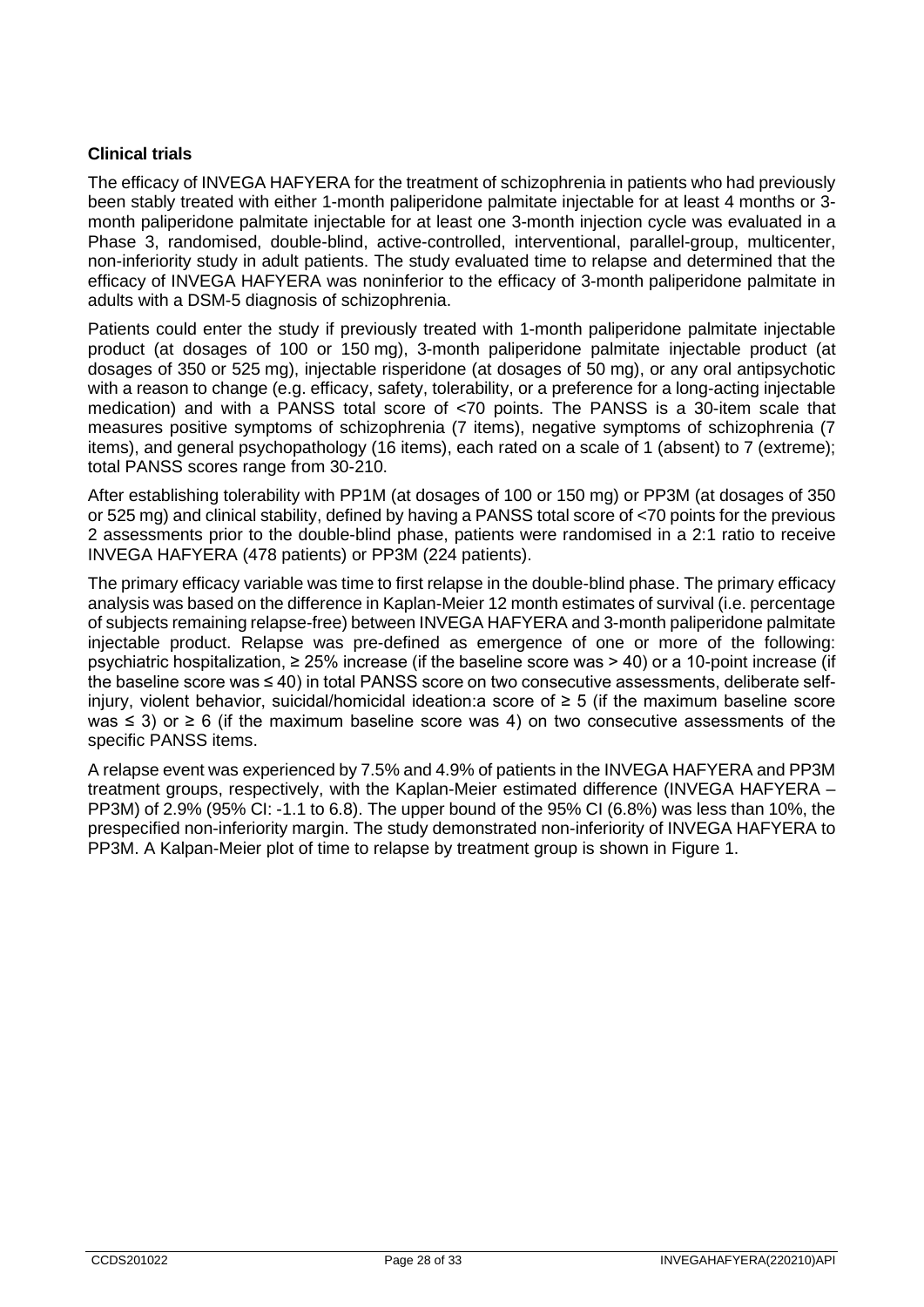**Clinical trials**

The efficacy of INVEGA HAFYERA for the treatment of schizophrenia in patients who had previously been stably treated with either 1-month paliperidone palmitate injectable for at least 4 months or 3-month paliperidone palmitate injectable for at least one 3-month injection cycle was evaluated in a Phase 3, randomised, double-blind, active-controlled, interventional, parallel-group, multicenter, non-inferiority study in adult patients. The study evaluated time to relapse and determined that the efficacy of INVEGA HAFYERA was noninferior to the efficacy of 3-month paliperidone palmitate in adults with a DSM-5 diagnosis of schizophrenia.

Patients could enter the study if previously treated with 1-month paliperidone palmitate injectable product (at dosages of 100 or 150 mg), 3-month paliperidone palmitate injectable product (at dosages of 350 or 525 mg), injectable risperidone (at dosages of 50 mg), or any oral antipsychotic with a reason to change (e.g. efficacy, safety, tolerability, or a preference for a long-acting injectable medication) and with a PANSS total score of <70 points. The PANSS is a 30-item scale that measures positive symptoms of schizophrenia (7 items), negative symptoms of schizophrenia (7 items), and general psychopathology (16 items), each rated on a scale of 1 (absent) to 7 (extreme); total PANSS scores range from 30-210.

After establishing tolerability with PP1M (at dosages of 100 or 150 mg) or PP3M (at dosages of 350 or 525 mg) and clinical stability, defined by having a PANSS total score of <70 points for the previous 2 assessments prior to the double-blind phase, patients were randomised in a 2:1 ratio to receive INVEGA HAFYERA (478 patients) or PP3M (224 patients).

The primary efficacy variable was time to first relapse in the double-blind phase. The primary efficacy analysis was based on the difference in Kaplan-Meier 12 month estimates of survival (i.e. percentage of subjects remaining relapse-free) between INVEGA HAFYERA and 3-month paliperidone palmitate injectable product. Relapse was pre-defined as emergence of one or more of the following: psychiatric hospitalization, ≥ 25% increase (if the baseline score was > 40) or a 10-point increase (if the baseline score was ≤ 40) in total PANSS score on two consecutive assessments, deliberate self-injury, violent behavior, suicidal/homicidal ideation:a score of ≥ 5 (if the maximum baseline score was ≤ 3) or ≥ 6 (if the maximum baseline score was 4) on two consecutive assessments of the specific PANSS items.

A relapse event was experienced by 7.5% and 4.9% of patients in the INVEGA HAFYERA and PP3M treatment groups, respectively, with the Kaplan-Meier estimated difference (INVEGA HAFYERA – PP3M) of 2.9% (95% CI: -1.1 to 6.8). The upper bound of the 95% CI (6.8%) was less than 10%, the prespecified non-inferiority margin. The study demonstrated non-inferiority of INVEGA HAFYERA to PP3M. A Kalpan-Meier plot of time to relapse by treatment group is shown in Figure 1.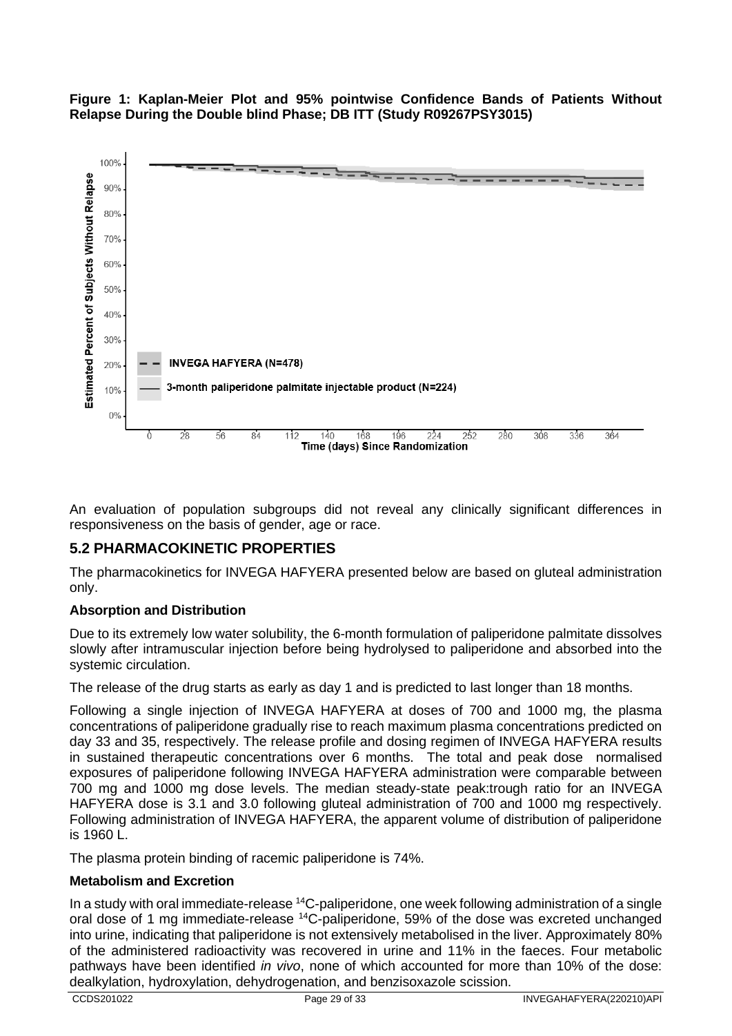**Figure 1: Kaplan-Meier Plot and 95% pointwise Confidence Bands of Patients Without Relapse During the Double blind Phase; DB ITT (Study R09267PSY3015)**

An evaluation of population subgroups did not reveal any clinically significant differences in responsiveness on the basis of gender, age or race.

## 5.2 PHARMACOKINETIC PROPERTIES

The pharmacokinetics for INVEGA HAFYERA presented below are based on gluteal administration only.

### Absorption and Distribution

Due to its extremely low water solubility, the 6-month formulation of paliperidone palmitate dissolves slowly after intramuscular injection before being hydrolysed to paliperidone and absorbed into the systemic circulation.

The release of the drug starts as early as day 1 and is predicted to last longer than 18 months.

Following a single injection of INVEGA HAFYERA at doses of 700 and 1000 mg, the plasma concentrations of paliperidone gradually rise to reach maximum plasma concentrations predicted on day 33 and 35, respectively. The release profile and dosing regimen of INVEGA HAFYERA results in sustained therapeutic concentrations over 6 months. The total and peak dose normalised exposures of paliperidone following INVEGA HAFYERA administration were comparable between 700 mg and 1000 mg dose levels. The median steady-state peak:trough ratio for an INVEGA HAFYERA dose is 3.1 and 3.0 following gluteal administration of 700 and 1000 mg respectively. Following administration of INVEGA HAFYERA, the apparent volume of distribution of paliperidone is 1960 L.

The plasma protein binding of racemic paliperidone is 74%.

### Metabolism and Excretion

In a study with oral immediate-release $^{14}C$-paliperidone, one week following administration of a single oral dose of 1 mg immediate-release $^{14}C$-paliperidone, 59% of the dose was excreted unchanged into urine, indicating that paliperidone is not extensively metabolised in the liver. Approximately 80% of the administered radioactivity was recovered in urine and 11% in the faeces. Four metabolic pathways have been identified *in vivo*, none of which accounted for more than 10% of the dose: dealkylation, hydroxylation, dehydrogenation, and benzisoxazole scission.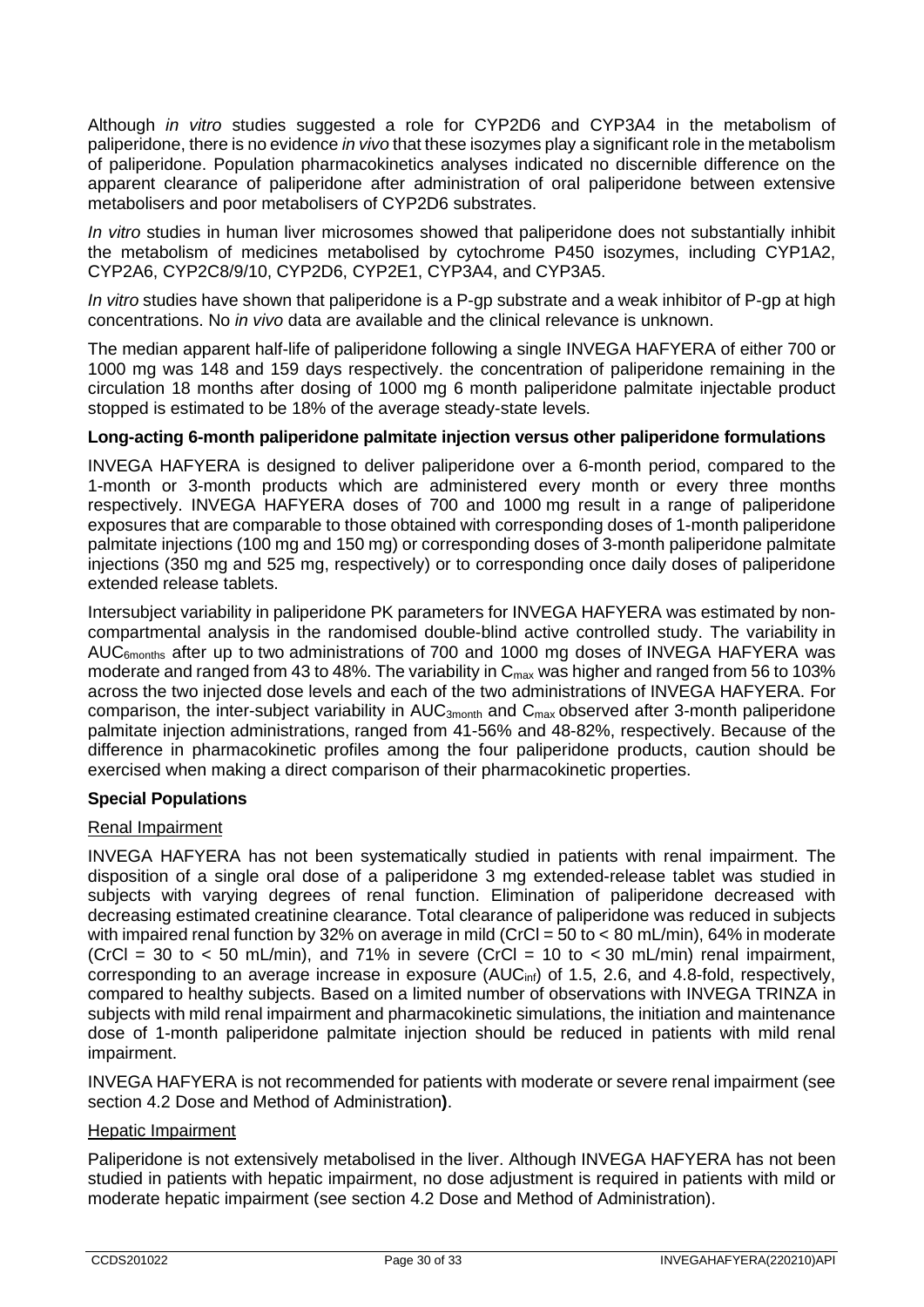Although *in vitro* studies suggested a role for CYP2D6 and CYP3A4 in the metabolism of paliperidone, there is no evidence *in vivo* that these isozymes play a significant role in the metabolism of paliperidone. Population pharmacokinetics analyses indicated no discernible difference on the apparent clearance of paliperidone after administration of oral paliperidone between extensive metabolisers and poor metabolisers of CYP2D6 substrates.

*In vitro* studies in human liver microsomes showed that paliperidone does not substantially inhibit the metabolism of medicines metabolised by cytochrome P450 isozymes, including CYP1A2, CYP2A6, CYP2C8/9/10, CYP2D6, CYP2E1, CYP3A4, and CYP3A5.

*In vitro* studies have shown that paliperidone is a P-gp substrate and a weak inhibitor of P-gp at high concentrations. No *in vivo* data are available and the clinical relevance is unknown.

The median apparent half-life of paliperidone following a single INVEGA HAFYERA of either 700 or 1000 mg was 148 and 159 days respectively. the concentration of paliperidone remaining in the circulation 18 months after dosing of 1000 mg 6 month paliperidone palmitate injectable product stopped is estimated to be 18% of the average steady-state levels.

**Long-acting 6-month paliperidone palmitate injection versus other paliperidone formulations**

INVEGA HAFYERA is designed to deliver paliperidone over a 6-month period, compared to the 1-month or 3-month products which are administered every month or every three months respectively. INVEGA HAFYERA doses of 700 and 1000 mg result in a range of paliperidone exposures that are comparable to those obtained with corresponding doses of 1-month paliperidone palmitate injections (100 mg and 150 mg) or corresponding doses of 3-month paliperidone palmitate injections (350 mg and 525 mg, respectively) or to corresponding once daily doses of paliperidone extended release tablets.

Intersubject variability in paliperidone PK parameters for INVEGA HAFYERA was estimated by non-compartmental analysis in the randomised double-blind active controlled study. The variability in $AUC_{6months}$ after up to two administrations of 700 and 1000 mg doses of INVEGA HAFYERA was moderate and ranged from 43 to 48%. The variability in $C_{max}$ was higher and ranged from 56 to 103% across the two injected dose levels and each of the two administrations of INVEGA HAFYERA. For comparison, the inter-subject variability in $AUC_{3month}$ and $C_{max}$ observed after 3-month paliperidone palmitate injection administrations, ranged from 41-56% and 48-82%, respectively. Because of the difference in pharmacokinetic profiles among the four paliperidone products, caution should be exercised when making a direct comparison of their pharmacokinetic properties.

**Special Populations**

Renal Impairment

INVEGA HAFYERA has not been systematically studied in patients with renal impairment. The disposition of a single oral dose of a paliperidone 3 mg extended-release tablet was studied in subjects with varying degrees of renal function. Elimination of paliperidone decreased with decreasing estimated creatinine clearance. Total clearance of paliperidone was reduced in subjects with impaired renal function by 32% on average in mild (CrCl = 50 to < 80 mL/min), 64% in moderate (CrCl = 30 to < 50 mL/min), and 71% in severe (CrCl = 10 to < 30 mL/min) renal impairment, corresponding to an average increase in exposure ($AUC_{inf}$) of 1.5, 2.6, and 4.8-fold, respectively, compared to healthy subjects. Based on a limited number of observations with INVEGA TRINZA in subjects with mild renal impairment and pharmacokinetic simulations, the initiation and maintenance dose of 1-month paliperidone palmitate injection should be reduced in patients with mild renal impairment.

INVEGA HAFYERA is not recommended for patients with moderate or severe renal impairment (see section 4.2 Dose and Method of Administration**)**.

Hepatic Impairment

Paliperidone is not extensively metabolised in the liver. Although INVEGA HAFYERA has not been studied in patients with hepatic impairment, no dose adjustment is required in patients with mild or moderate hepatic impairment (see section 4.2 Dose and Method of Administration).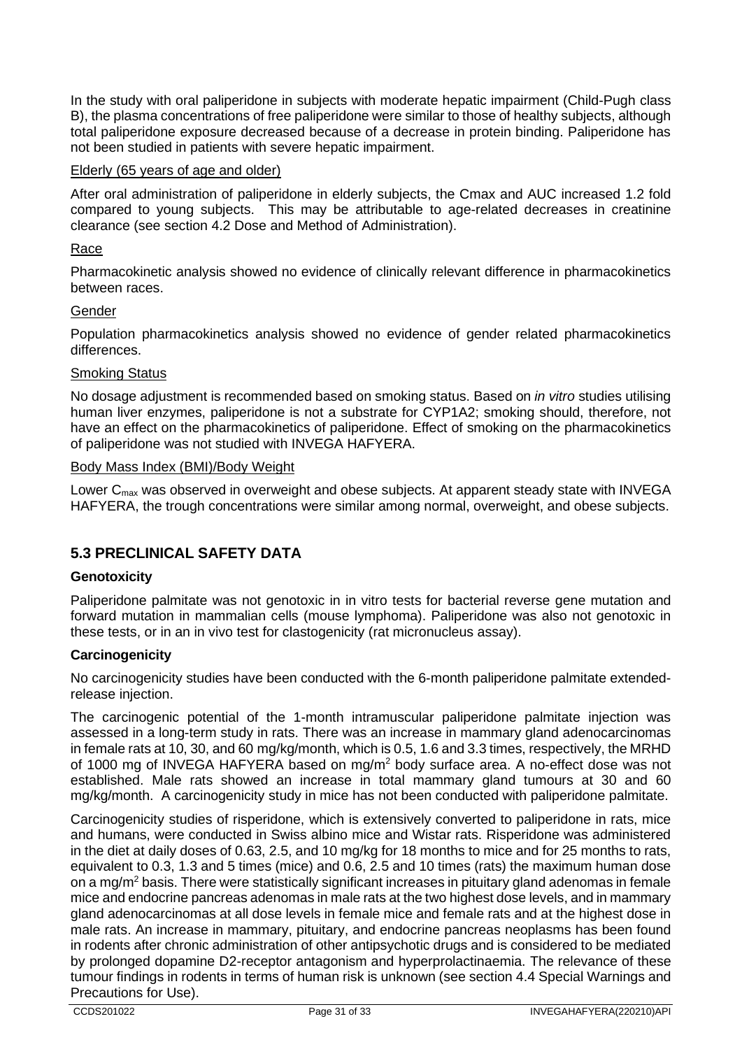In the study with oral paliperidone in subjects with moderate hepatic impairment (Child-Pugh class B), the plasma concentrations of free paliperidone were similar to those of healthy subjects, although total paliperidone exposure decreased because of a decrease in protein binding. Paliperidone has not been studied in patients with severe hepatic impairment.

Elderly (65 years of age and older)

After oral administration of paliperidone in elderly subjects, the Cmax and AUC increased 1.2 fold compared to young subjects. This may be attributable to age-related decreases in creatinine clearance (see section 4.2 Dose and Method of Administration).

Race

Pharmacokinetic analysis showed no evidence of clinically relevant difference in pharmacokinetics between races.

Gender

Population pharmacokinetics analysis showed no evidence of gender related pharmacokinetics differences.

Smoking Status

No dosage adjustment is recommended based on smoking status. Based on *in vitro* studies utilising human liver enzymes, paliperidone is not a substrate for CYP1A2; smoking should, therefore, not have an effect on the pharmacokinetics of paliperidone. Effect of smoking on the pharmacokinetics of paliperidone was not studied with INVEGA HAFYERA.

Body Mass Index (BMI)/Body Weight

Lower $C_{max}$ was observed in overweight and obese subjects. At apparent steady state with INVEGA HAFYERA, the trough concentrations were similar among normal, overweight, and obese subjects.

## 5.3 PRECLINICAL SAFETY DATA

**Genotoxicity**

Paliperidone palmitate was not genotoxic in in vitro tests for bacterial reverse gene mutation and forward mutation in mammalian cells (mouse lymphoma). Paliperidone was also not genotoxic in these tests, or in an in vivo test for clastogenicity (rat micronucleus assay).

**Carcinogenicity**

No carcinogenicity studies have been conducted with the 6-month paliperidone palmitate extended-release injection.

The carcinogenic potential of the 1-month intramuscular paliperidone palmitate injection was assessed in a long-term study in rats. There was an increase in mammary gland adenocarcinomas in female rats at 10, 30, and 60 mg/kg/month, which is 0.5, 1.6 and 3.3 times, respectively, the MRHD of 1000 mg of INVEGA HAFYERA based on mg/m$^2$ body surface area. A no-effect dose was not established. Male rats showed an increase in total mammary gland tumours at 30 and 60 mg/kg/month. A carcinogenicity study in mice has not been conducted with paliperidone palmitate.

Carcinogenicity studies of risperidone, which is extensively converted to paliperidone in rats, mice and humans, were conducted in Swiss albino mice and Wistar rats. Risperidone was administered in the diet at daily doses of 0.63, 2.5, and 10 mg/kg for 18 months to mice and for 25 months to rats, equivalent to 0.3, 1.3 and 5 times (mice) and 0.6, 2.5 and 10 times (rats) the maximum human dose on a mg/m$^2$ basis. There were statistically significant increases in pituitary gland adenomas in female mice and endocrine pancreas adenomas in male rats at the two highest dose levels, and in mammary gland adenocarcinomas at all dose levels in female mice and female rats and at the highest dose in male rats. An increase in mammary, pituitary, and endocrine pancreas neoplasms has been found in rodents after chronic administration of other antipsychotic drugs and is considered to be mediated by prolonged dopamine D2-receptor antagonism and hyperprolactinaemia. The relevance of these tumour findings in rodents in terms of human risk is unknown (see section 4.4 Special Warnings and Precautions for Use).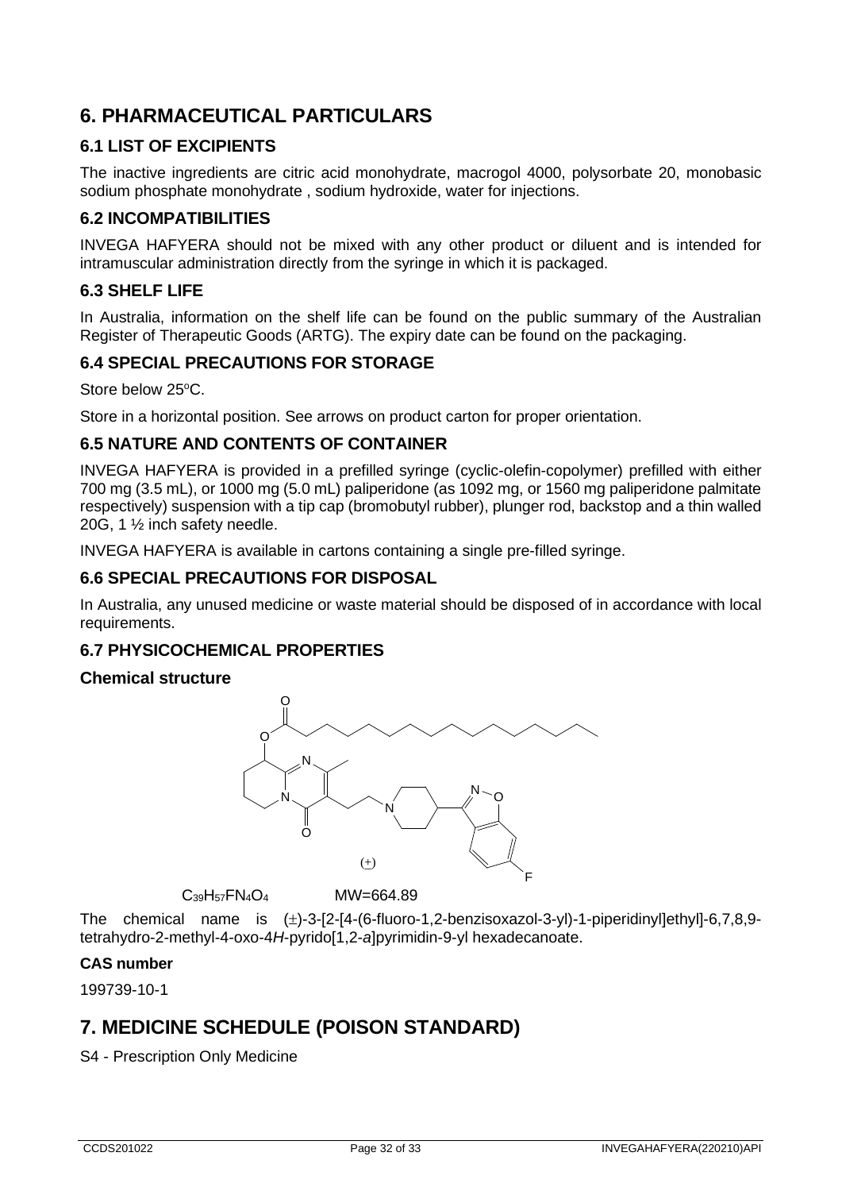# 6. PHARMACEUTICAL PARTICULARS

## 6.1 LIST OF EXCIPIENTS

The inactive ingredients are citric acid monohydrate, macrogol 4000, polysorbate 20, monobasic sodium phosphate monohydrate , sodium hydroxide, water for injections.

## 6.2 INCOMPATIBILITIES

INVEGA HAFYERA should not be mixed with any other product or diluent and is intended for intramuscular administration directly from the syringe in which it is packaged.

## 6.3 SHELF LIFE

In Australia, information on the shelf life can be found on the public summary of the Australian Register of Therapeutic Goods (ARTG). The expiry date can be found on the packaging.

## 6.4 SPECIAL PRECAUTIONS FOR STORAGE

Store below 25ºC.

Store in a horizontal position. See arrows on product carton for proper orientation.

## 6.5 NATURE AND CONTENTS OF CONTAINER

INVEGA HAFYERA is provided in a prefilled syringe (cyclic-olefin-copolymer) prefilled with either 700 mg (3.5 mL), or 1000 mg (5.0 mL) paliperidone (as 1092 mg, or 1560 mg paliperidone palmitate respectively) suspension with a tip cap (bromobutyl rubber), plunger rod, backstop and a thin walled 20G, 1 ½ inch safety needle.

INVEGA HAFYERA is available in cartons containing a single pre-filled syringe.

## 6.6 SPECIAL PRECAUTIONS FOR DISPOSAL

In Australia, any unused medicine or waste material should be disposed of in accordance with local requirements.

## 6.7 PHYSICOCHEMICAL PROPERTIES

### Chemical structure

(±)

$C_{39}H_{57}FN_4O_4$ MW=664.89

The chemical name is (±)-3-[2-[4-(6-fluoro-1,2-benzisoxazol-3-yl)-1-piperidinyl]ethyl]-6,7,8,9-tetrahydro-2-methyl-4-oxo-4*H*-pyrido[1,2-*a*]pyrimidin-9-yl hexadecanoate.

### CAS number

199739-10-1

# 7. MEDICINE SCHEDULE (POISON STANDARD)

S4 - Prescription Only Medicine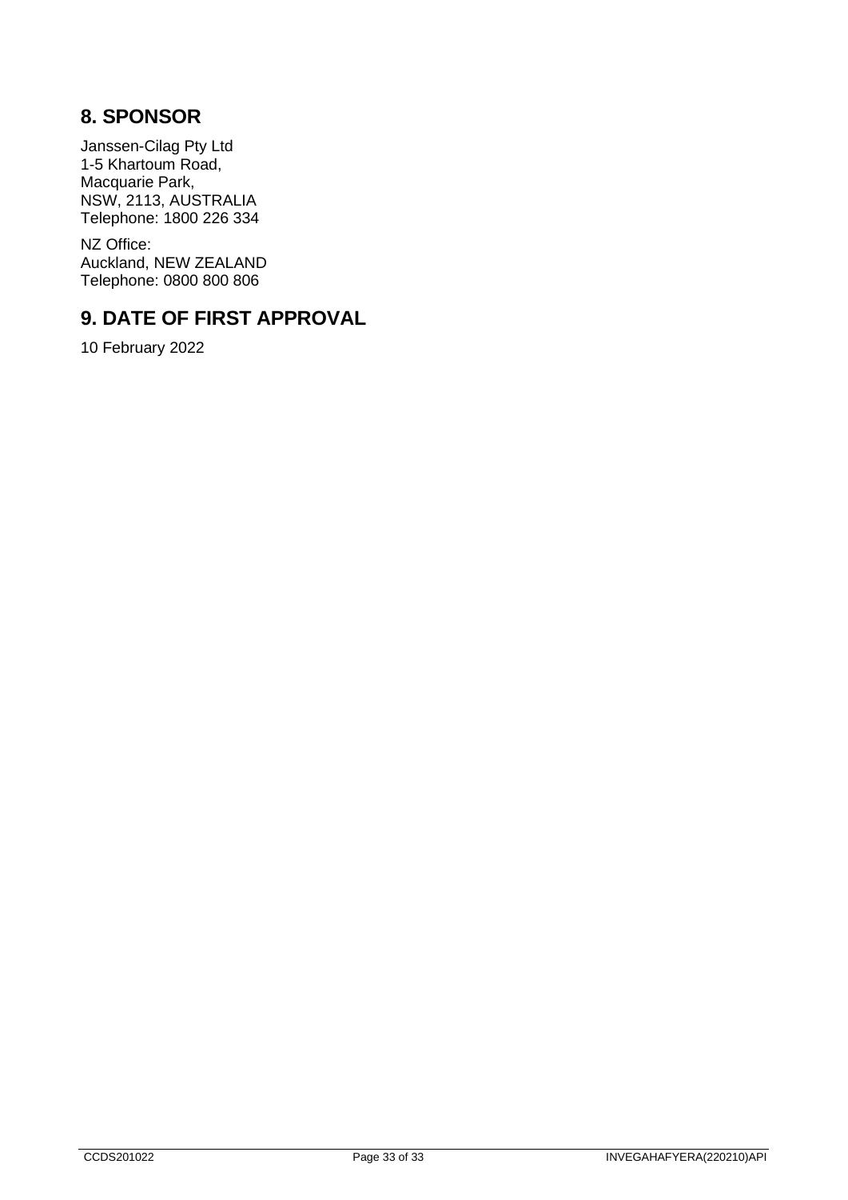## 8. SPONSOR

Janssen-Cilag Pty Ltd
1-5 Khartoum Road,
Macquarie Park,
NSW, 2113, AUSTRALIA
Telephone: 1800 226 334

NZ Office:
Auckland, NEW ZEALAND
Telephone: 0800 800 806

## 9. DATE OF FIRST APPROVAL

10 February 2022